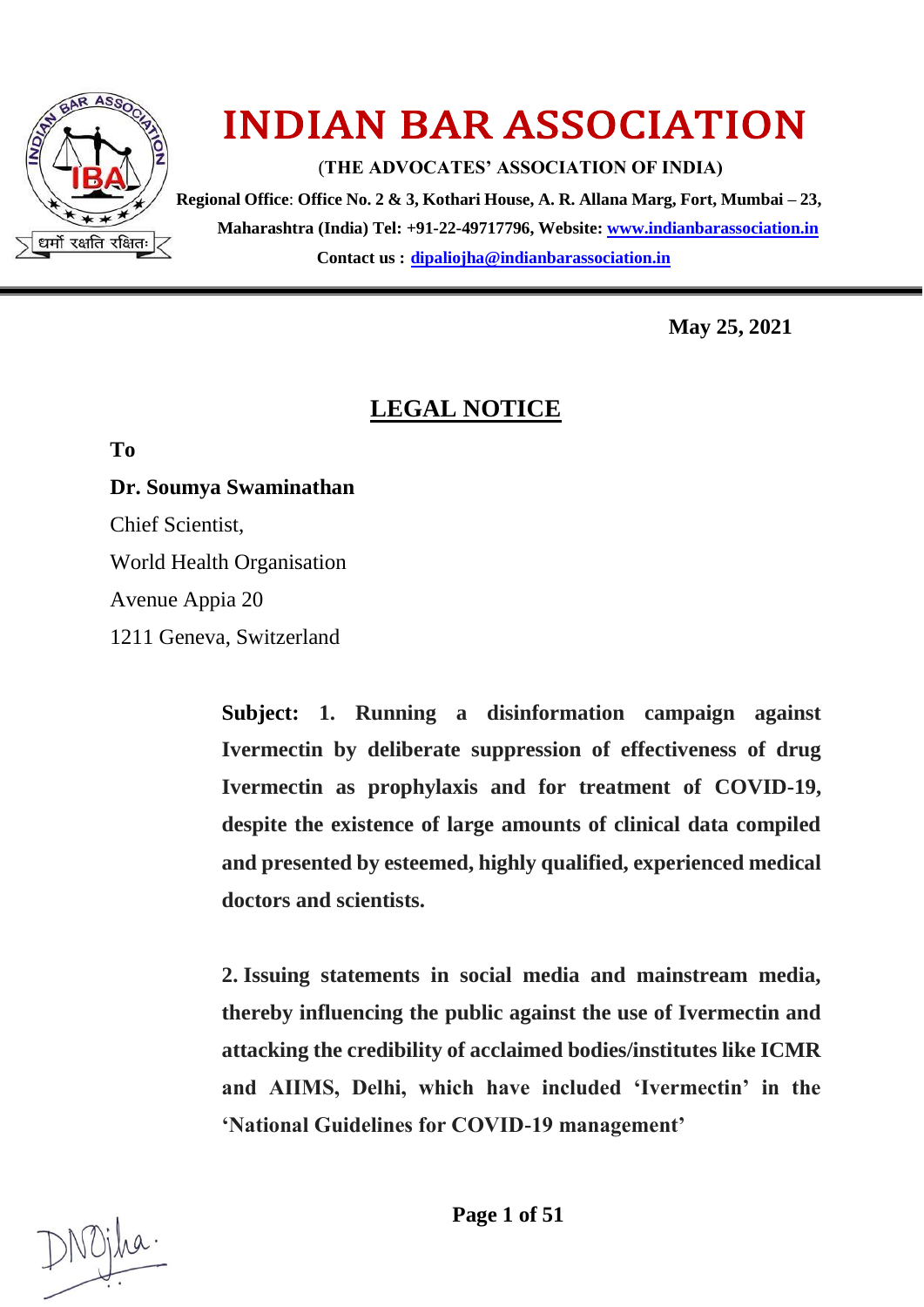# INDIAN BAR ASSOCIATION

**(THE ADVOCATES' ASSOCIATION OF INDIA)**

**Regional Office: Office No. 2 & 3, Kothari House, A. R. Allana Marg, Fort, Mumbai – 23, Maharashtra (India) Tel: +91-22-49717796, Website: www.indianbarassociation.in**

**Contact us : dipaliojha@indianbarassociation.in**

धर्मो रक्षति रक्षितः

---

**May 25, 2021**

## LEGAL NOTICE

**To**

**Dr. Soumya Swaminathan**
Chief Scientist,
World Health Organisation
Avenue Appia 20
1211 Geneva, Switzerland

**Subject: 1. Running a disinformation campaign against Ivermectin by deliberate suppression of effectiveness of drug Ivermectin as prophylaxis and for treatment of COVID-19, despite the existence of large amounts of clinical data compiled and presented by esteemed, highly qualified, experienced medical doctors and scientists.**

**2. Issuing statements in social media and mainstream media, thereby influencing the public against the use of Ivermectin and attacking the credibility of acclaimed bodies/institutes like ICMR and AIIMS, Delhi, which have included 'Ivermectin' in the 'National Guidelines for COVID-19 management'**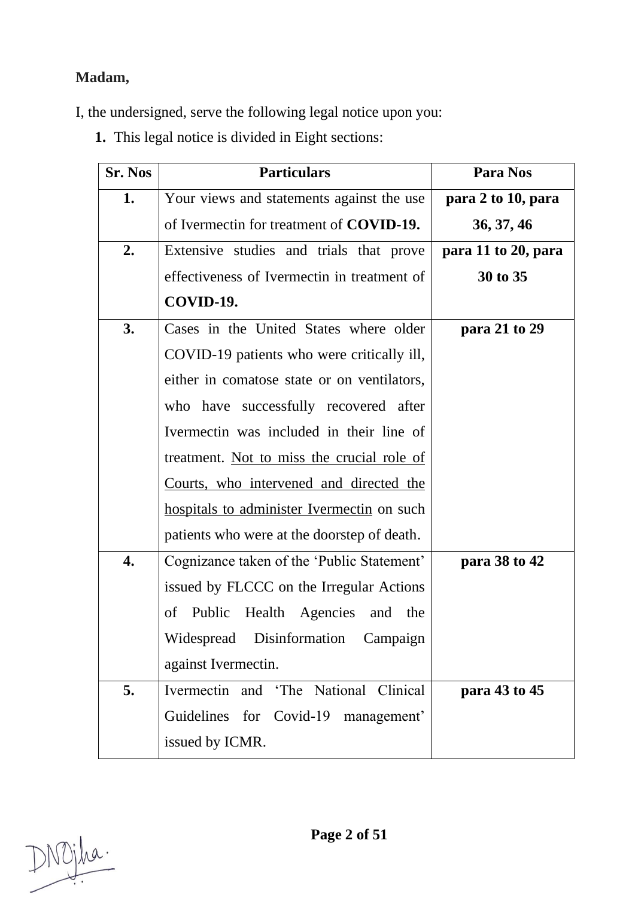**Madam,**

I, the undersigned, serve the following legal notice upon you:

**1.** This legal notice is divided in Eight sections:

| Sr. Nos | Particulars | Para Nos |
|---|---|---|
| **1.** | Your views and statements against the use of Ivermectin for treatment of **COVID-19.** | **para 2 to 10, para 36, 37, 46** |
| **2.** | Extensive studies and trials that prove effectiveness of Ivermectin in treatment of **COVID-19.** | **para 11 to 20, para 30 to 35** |
| **3.** | Cases in the United States where older COVID-19 patients who were critically ill, either in comatose state or on ventilators, who have successfully recovered after Ivermectin was included in their line of treatment. <u>Not to miss the crucial role of Courts, who intervened and directed the hospitals to administer Ivermectin</u> on such patients who were at the doorstep of death. | **para 21 to 29** |
| **4.** | Cognizance taken of the 'Public Statement' issued by FLCCC on the Irregular Actions of Public Health Agencies and the Widespread Disinformation Campaign against Ivermectin. | **para 38 to 42** |
| **5.** | Ivermectin and 'The National Clinical Guidelines for Covid-19 management' issued by ICMR. | **para 43 to 45** |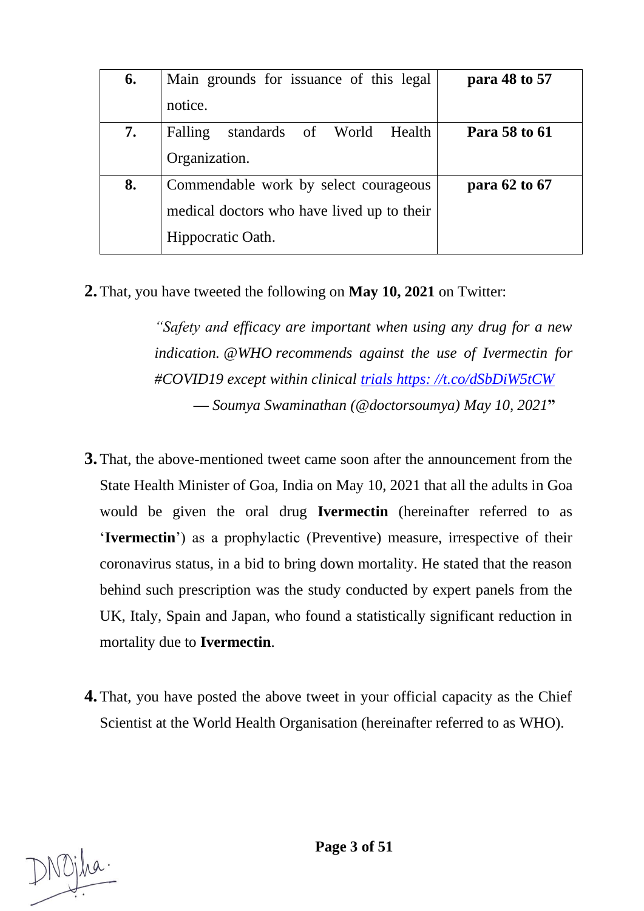| 6. | Main grounds for issuance of this legal notice. | **para 48 to 57** |
|---|---|---|
| 7. | Falling standards of World Health Organization. | **Para 58 to 61** |
| 8. | Commendable work by select courageous medical doctors who have lived up to their Hippocratic Oath. | **para 62 to 67** |

**2.** That, you have tweeted the following on **May 10, 2021** on Twitter:

> *"Safety and efficacy are important when using any drug for a new indication. @WHO recommends against the use of Ivermectin for #COVID19 except within clinical trials https: //t.co/dSbDiW5tCW*
> *— Soumya Swaminathan (@doctorsoumya) May 10, 2021***"**

**3.** That, the above-mentioned tweet came soon after the announcement from the State Health Minister of Goa, India on May 10, 2021 that all the adults in Goa would be given the oral drug **Ivermectin** (hereinafter referred to as '**Ivermectin**') as a prophylactic (Preventive) measure, irrespective of their coronavirus status, in a bid to bring down mortality. He stated that the reason behind such prescription was the study conducted by expert panels from the UK, Italy, Spain and Japan, who found a statistically significant reduction in mortality due to **Ivermectin**.

**4.** That, you have posted the above tweet in your official capacity as the Chief Scientist at the World Health Organisation (hereinafter referred to as WHO).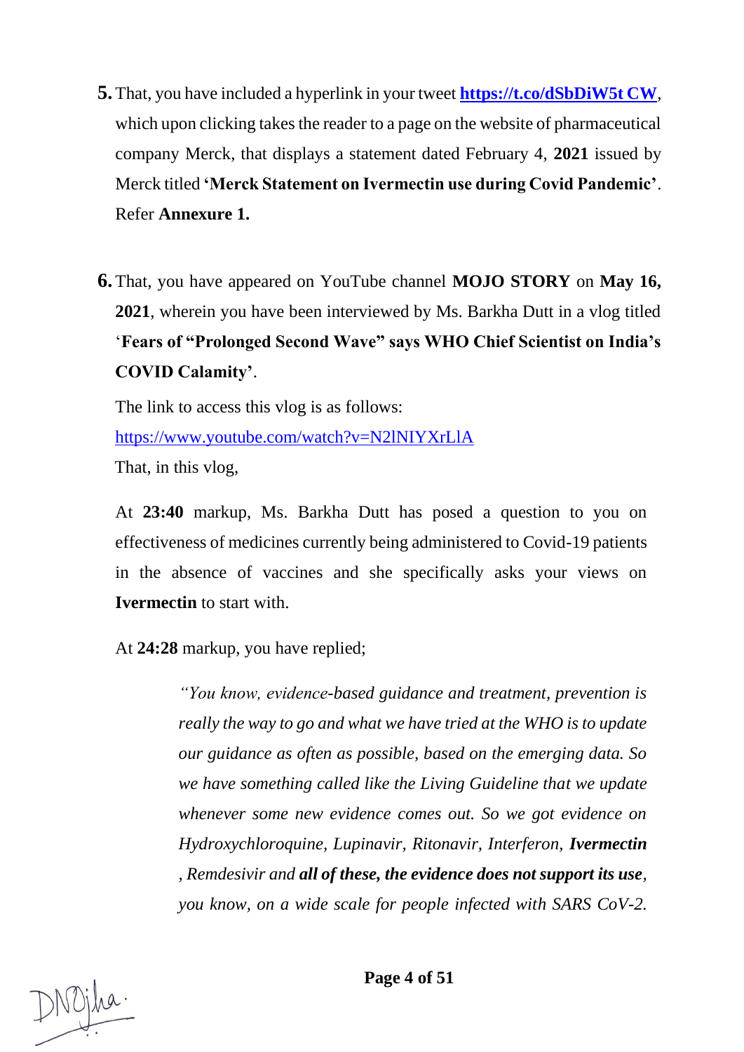**5.** That, you have included a hyperlink in your tweet **https://t.co/dSbDiW5t CW**, which upon clicking takes the reader to a page on the website of pharmaceutical company Merck, that displays a statement dated February 4, **2021** issued by Merck titled **'Merck Statement on Ivermectin use during Covid Pandemic'**. Refer **Annexure 1.**

**6.** That, you have appeared on YouTube channel **MOJO STORY** on **May 16, 2021**, wherein you have been interviewed by Ms. Barkha Dutt in a vlog titled '**Fears of "Prolonged Second Wave" says WHO Chief Scientist on India's COVID Calamity'**.

The link to access this vlog is as follows:

https://www.youtube.com/watch?v=N2lNIYXrLlA

That, in this vlog,

At **23:40** markup, Ms. Barkha Dutt has posed a question to you on effectiveness of medicines currently being administered to Covid-19 patients in the absence of vaccines and she specifically asks your views on **Ivermectin** to start with.

At **24:28** markup, you have replied;

> *"You know, evidence-based guidance and treatment, prevention is really the way to go and what we have tried at the WHO is to update our guidance as often as possible, based on the emerging data. So we have something called like the Living Guideline that we update whenever some new evidence comes out. So we got evidence on Hydroxychloroquine, Lupinavir, Ritonavir, Interferon,* ***Ivermectin*** *, Remdesivir and* ***all of these, the evidence does not support its use****, you know, on a wide scale for people infected with SARS CoV-2.*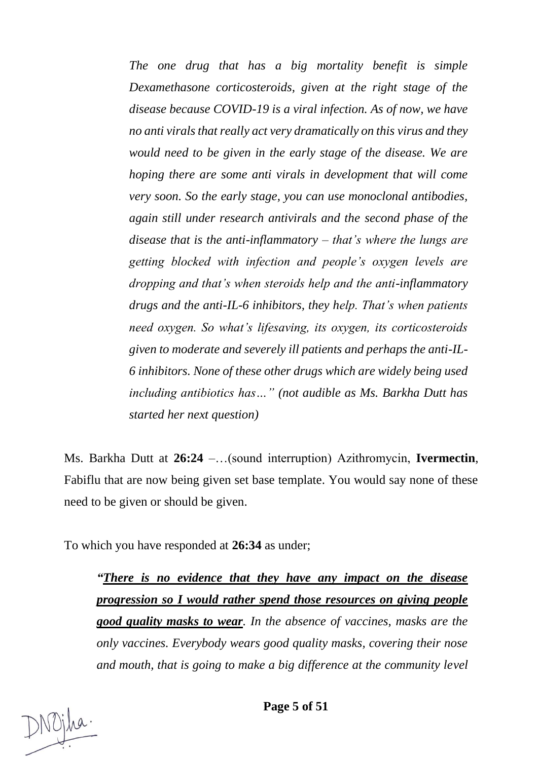> *The one drug that has a big mortality benefit is simple Dexamethasone corticosteroids, given at the right stage of the disease because COVID-19 is a viral infection. As of now, we have no anti virals that really act very dramatically on this virus and they would need to be given in the early stage of the disease. We are hoping there are some anti virals in development that will come very soon. So the early stage, you can use monoclonal antibodies, again still under research antivirals and the second phase of the disease that is the anti-inflammatory – that's where the lungs are getting blocked with infection and people's oxygen levels are dropping and that's when steroids help and the anti-inflammatory drugs and the anti-IL-6 inhibitors, they help. That's when patients need oxygen. So what's lifesaving, its oxygen, its corticosteroids given to moderate and severely ill patients and perhaps the anti-IL-6 inhibitors. None of these other drugs which are widely being used including antibiotics has…" (not audible as Ms. Barkha Dutt has started her next question)*

Ms. Barkha Dutt at **26:24** –…(sound interruption) Azithromycin, **Ivermectin**, Fabiflu that are now being given set base template. You would say none of these need to be given or should be given.

To which you have responded at **26:34** as under;

> ***"There is no evidence that they have any impact on the disease progression so I would rather spend those resources on giving people good quality masks to wear****. In the absence of vaccines, masks are the only vaccines. Everybody wears good quality masks, covering their nose and mouth, that is going to make a big difference at the community level*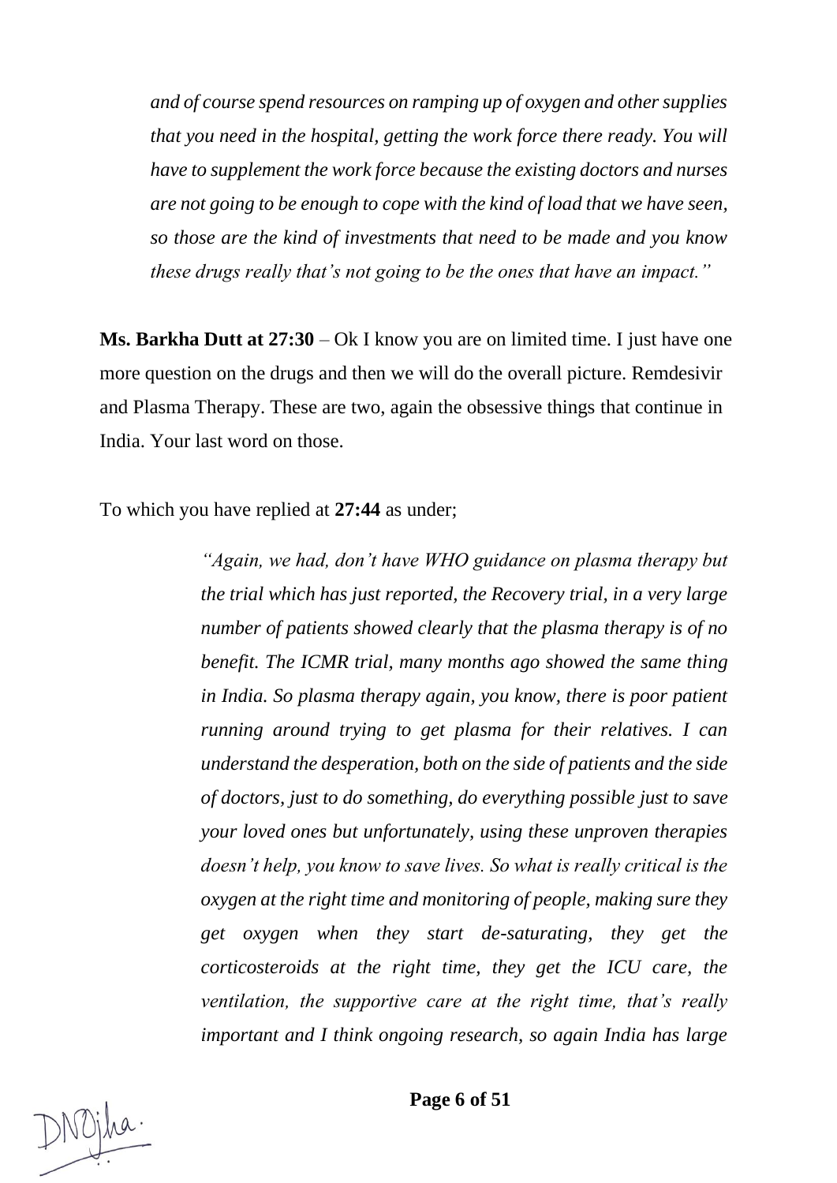> *and of course spend resources on ramping up of oxygen and other supplies that you need in the hospital, getting the work force there ready. You will have to supplement the work force because the existing doctors and nurses are not going to be enough to cope with the kind of load that we have seen, so those are the kind of investments that need to be made and you know these drugs really that's not going to be the ones that have an impact."*

**Ms. Barkha Dutt at 27:30** – Ok I know you are on limited time. I just have one more question on the drugs and then we will do the overall picture. Remdesivir and Plasma Therapy. These are two, again the obsessive things that continue in India. Your last word on those.

To which you have replied at **27:44** as under;

> *"Again, we had, don't have WHO guidance on plasma therapy but the trial which has just reported, the Recovery trial, in a very large number of patients showed clearly that the plasma therapy is of no benefit. The ICMR trial, many months ago showed the same thing in India. So plasma therapy again, you know, there is poor patient running around trying to get plasma for their relatives. I can understand the desperation, both on the side of patients and the side of doctors, just to do something, do everything possible just to save your loved ones but unfortunately, using these unproven therapies doesn't help, you know to save lives. So what is really critical is the oxygen at the right time and monitoring of people, making sure they get oxygen when they start de-saturating, they get the corticosteroids at the right time, they get the ICU care, the ventilation, the supportive care at the right time, that's really important and I think ongoing research, so again India has large*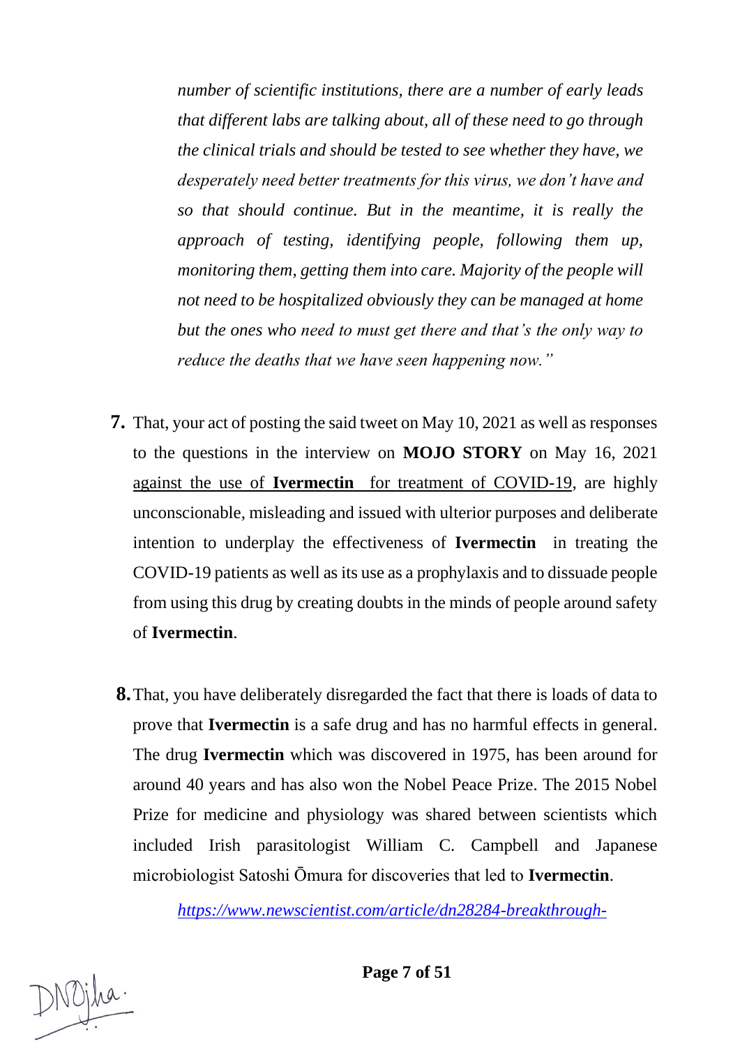*number of scientific institutions, there are a number of early leads that different labs are talking about, all of these need to go through the clinical trials and should be tested to see whether they have, we desperately need better treatments for this virus, we don't have and so that should continue. But in the meantime, it is really the approach of testing, identifying people, following them up, monitoring them, getting them into care. Majority of the people will not need to be hospitalized obviously they can be managed at home but the ones who need to must get there and that's the only way to reduce the deaths that we have seen happening now."*

**7.** That, your act of posting the said tweet on May 10, 2021 as well as responses to the questions in the interview on **MOJO STORY** on May 16, 2021 <u>against the use of **Ivermectin** for treatment of COVID-19</u>, are highly unconscionable, misleading and issued with ulterior purposes and deliberate intention to underplay the effectiveness of **Ivermectin** in treating the COVID-19 patients as well as its use as a prophylaxis and to dissuade people from using this drug by creating doubts in the minds of people around safety of **Ivermectin**.

**8.** That, you have deliberately disregarded the fact that there is loads of data to prove that **Ivermectin** is a safe drug and has no harmful effects in general. The drug **Ivermectin** which was discovered in 1975, has been around for around 40 years and has also won the Nobel Peace Prize. The 2015 Nobel Prize for medicine and physiology was shared between scientists which included Irish parasitologist William C. Campbell and Japanese microbiologist Satoshi Ōmura for discoveries that led to **Ivermectin**.

*https://www.newscientist.com/article/dn28284-breakthrough-*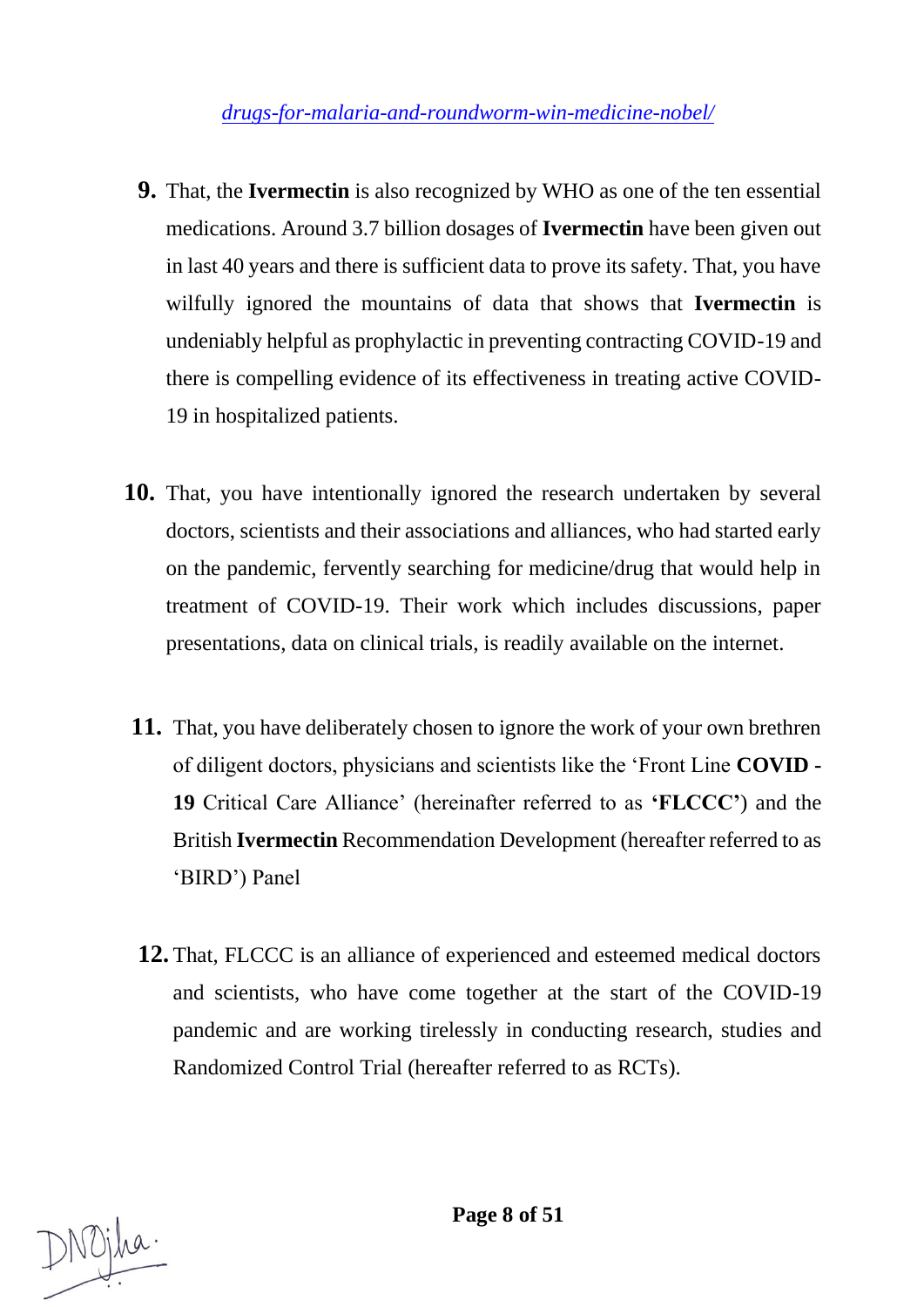*drugs-for-malaria-and-roundworm-win-medicine-nobel/*

**9.** That, the **Ivermectin** is also recognized by WHO as one of the ten essential medications. Around 3.7 billion dosages of **Ivermectin** have been given out in last 40 years and there is sufficient data to prove its safety. That, you have wilfully ignored the mountains of data that shows that **Ivermectin** is undeniably helpful as prophylactic in preventing contracting COVID-19 and there is compelling evidence of its effectiveness in treating active COVID-19 in hospitalized patients.

**10.** That, you have intentionally ignored the research undertaken by several doctors, scientists and their associations and alliances, who had started early on the pandemic, fervently searching for medicine/drug that would help in treatment of COVID-19. Their work which includes discussions, paper presentations, data on clinical trials, is readily available on the internet.

**11.** That, you have deliberately chosen to ignore the work of your own brethren of diligent doctors, physicians and scientists like the 'Front Line **COVID - 19** Critical Care Alliance' (hereinafter referred to as **'FLCCC'**) and the British **Ivermectin** Recommendation Development (hereafter referred to as 'BIRD') Panel

**12.** That, FLCCC is an alliance of experienced and esteemed medical doctors and scientists, who have come together at the start of the COVID-19 pandemic and are working tirelessly in conducting research, studies and Randomized Control Trial (hereafter referred to as RCTs).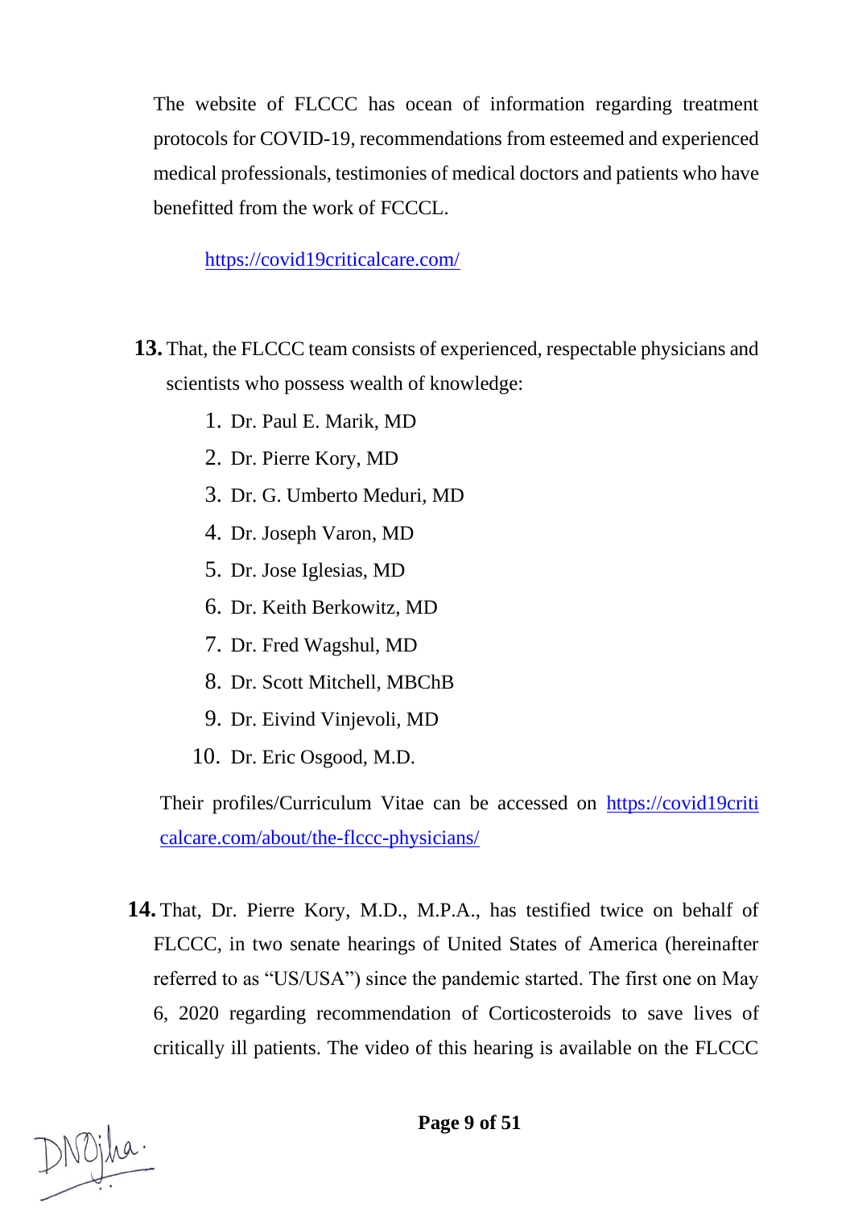The website of FLCCC has ocean of information regarding treatment protocols for COVID-19, recommendations from esteemed and experienced medical professionals, testimonies of medical doctors and patients who have benefitted from the work of FCCCL.

https://covid19criticalcare.com/

**13.** That, the FLCCC team consists of experienced, respectable physicians and scientists who possess wealth of knowledge:

1. Dr. Paul E. Marik, MD
2. Dr. Pierre Kory, MD
3. Dr. G. Umberto Meduri, MD
4. Dr. Joseph Varon, MD
5. Dr. Jose Iglesias, MD
6. Dr. Keith Berkowitz, MD
7. Dr. Fred Wagshul, MD
8. Dr. Scott Mitchell, MBChB
9. Dr. Eivind Vinjevoli, MD
10. Dr. Eric Osgood, M.D.

Their profiles/Curriculum Vitae can be accessed on https://covid19criticalcare.com/about/the-flccc-physicians/

**14.** That, Dr. Pierre Kory, M.D., M.P.A., has testified twice on behalf of FLCCC, in two senate hearings of United States of America (hereinafter referred to as "US/USA") since the pandemic started. The first one on May 6, 2020 regarding recommendation of Corticosteroids to save lives of critically ill patients. The video of this hearing is available on the FLCCC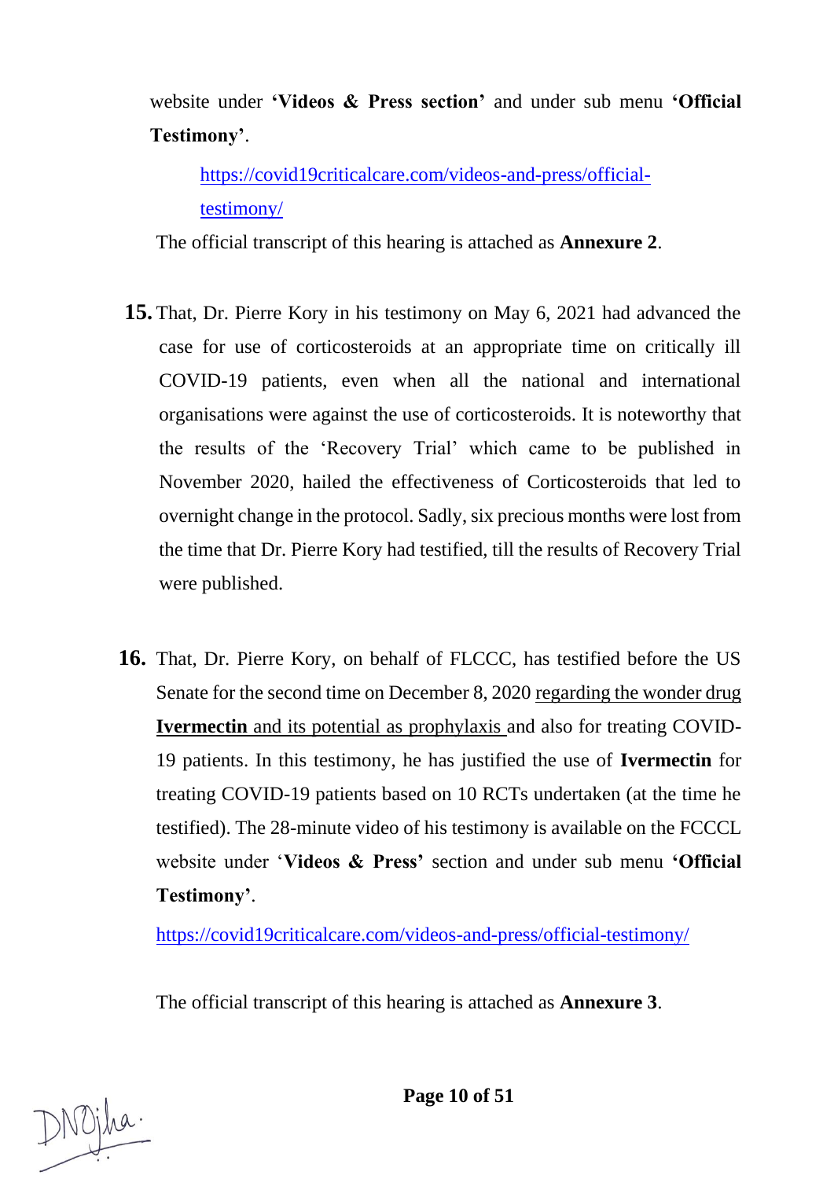website under **'Videos & Press section'** and under sub menu **'Official Testimony'**.

https://covid19criticalcare.com/videos-and-press/official-testimony/

The official transcript of this hearing is attached as **Annexure 2**.

**15.** That, Dr. Pierre Kory in his testimony on May 6, 2021 had advanced the case for use of corticosteroids at an appropriate time on critically ill COVID-19 patients, even when all the national and international organisations were against the use of corticosteroids. It is noteworthy that the results of the 'Recovery Trial' which came to be published in November 2020, hailed the effectiveness of Corticosteroids that led to overnight change in the protocol. Sadly, six precious months were lost from the time that Dr. Pierre Kory had testified, till the results of Recovery Trial were published.

**16.** That, Dr. Pierre Kory, on behalf of FLCCC, has testified before the US Senate for the second time on December 8, 2020 regarding the wonder drug **Ivermectin** and its potential as prophylaxis and also for treating COVID-19 patients. In this testimony, he has justified the use of **Ivermectin** for treating COVID-19 patients based on 10 RCTs undertaken (at the time he testified). The 28-minute video of his testimony is available on the FCCCL website under '**Videos & Press'** section and under sub menu **'Official Testimony'**.

https://covid19criticalcare.com/videos-and-press/official-testimony/

The official transcript of this hearing is attached as **Annexure 3**.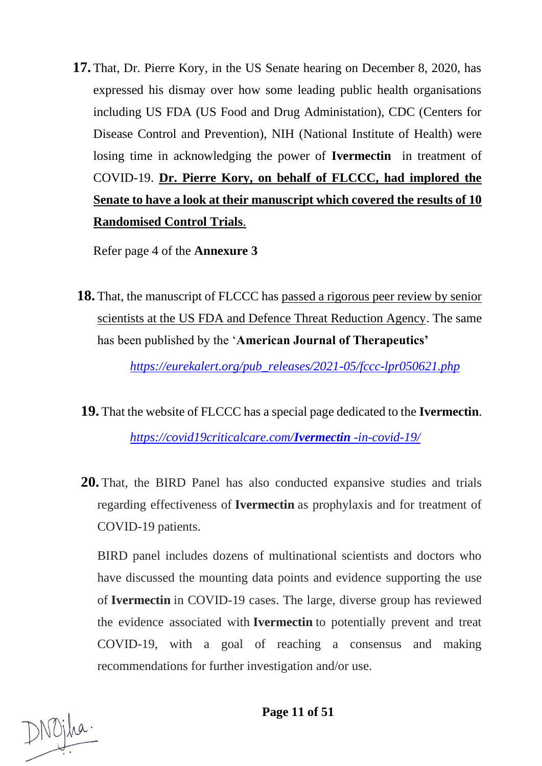**17.** That, Dr. Pierre Kory, in the US Senate hearing on December 8, 2020, has expressed his dismay over how some leading public health organisations including US FDA (US Food and Drug Administation), CDC (Centers for Disease Control and Prevention), NIH (National Institute of Health) were losing time in acknowledging the power of **Ivermectin** in treatment of COVID-19. **Dr. Pierre Kory, on behalf of FLCCC, had implored the Senate to have a look at their manuscript which covered the results of 10 Randomised Control Trials**.

Refer page 4 of the **Annexure 3**

**18.** That, the manuscript of FLCCC has passed a rigorous peer review by senior scientists at the US FDA and Defence Threat Reduction Agency. The same has been published by the '**American Journal of Therapeutics'**

*https://eurekalert.org/pub_releases/2021-05/fccc-lpr050621.php*

**19.** That the website of FLCCC has a special page dedicated to the **Ivermectin**.

*https://covid19criticalcare.com/**Ivermectin** -in-covid-19/*

**20.** That, the BIRD Panel has also conducted expansive studies and trials regarding effectiveness of **Ivermectin** as prophylaxis and for treatment of COVID-19 patients.

BIRD panel includes dozens of multinational scientists and doctors who have discussed the mounting data points and evidence supporting the use of **Ivermectin** in COVID-19 cases. The large, diverse group has reviewed the evidence associated with **Ivermectin** to potentially prevent and treat COVID-19, with a goal of reaching a consensus and making recommendations for further investigation and/or use.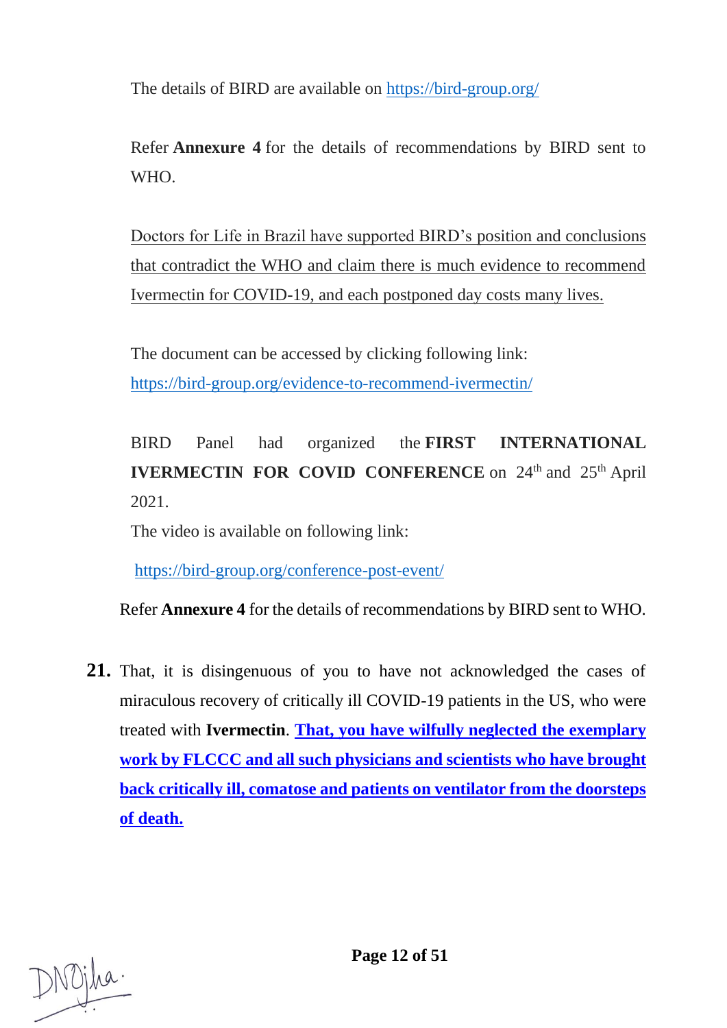The details of BIRD are available on https://bird-group.org/

Refer **Annexure 4** for the details of recommendations by BIRD sent to WHO.

Doctors for Life in Brazil have supported BIRD's position and conclusions that contradict the WHO and claim there is much evidence to recommend Ivermectin for COVID-19, and each postponed day costs many lives.

The document can be accessed by clicking following link: https://bird-group.org/evidence-to-recommend-ivermectin/

BIRD Panel had organized the **FIRST INTERNATIONAL IVERMECTIN FOR COVID CONFERENCE** on 24th and 25th April 2021.

The video is available on following link:

https://bird-group.org/conference-post-event/

Refer **Annexure 4** for the details of recommendations by BIRD sent to WHO.

**21.** That, it is disingenuous of you to have not acknowledged the cases of miraculous recovery of critically ill COVID-19 patients in the US, who were treated with **Ivermectin**. **That, you have wilfully neglected the exemplary work by FLCCC and all such physicians and scientists who have brought back critically ill, comatose and patients on ventilator from the doorsteps of death.**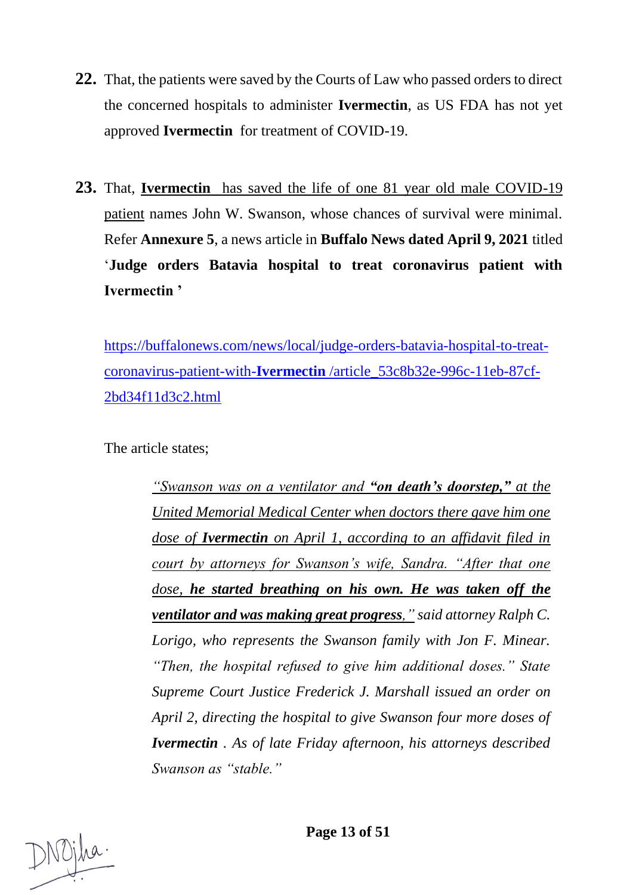**22.** That, the patients were saved by the Courts of Law who passed orders to direct the concerned hospitals to administer **Ivermectin**, as US FDA has not yet approved **Ivermectin** for treatment of COVID-19.

**23.** That, **Ivermectin** has saved the life of one 81 year old male COVID-19 patient names John W. Swanson, whose chances of survival were minimal. Refer **Annexure 5**, a news article in **Buffalo News dated April 9, 2021** titled '**Judge orders Batavia hospital to treat coronavirus patient with Ivermectin** '

https://buffalonews.com/news/local/judge-orders-batavia-hospital-to-treat-coronavirus-patient-with-**Ivermectin** /article_53c8b32e-996c-11eb-87cf-2bd34f11d3c2.html

The article states;

> *"Swanson was on a ventilator and **"on death's doorstep,"** at the United Memorial Medical Center when doctors there gave him one dose of **Ivermectin** on April 1, according to an affidavit filed in court by attorneys for Swanson's wife, Sandra. "After that one dose, **he started breathing on his own. He was taken off the ventilator and was making great progress**," said attorney Ralph C. Lorigo, who represents the Swanson family with Jon F. Minear. "Then, the hospital refused to give him additional doses." State Supreme Court Justice Frederick J. Marshall issued an order on April 2, directing the hospital to give Swanson four more doses of **Ivermectin** . As of late Friday afternoon, his attorneys described Swanson as "stable."*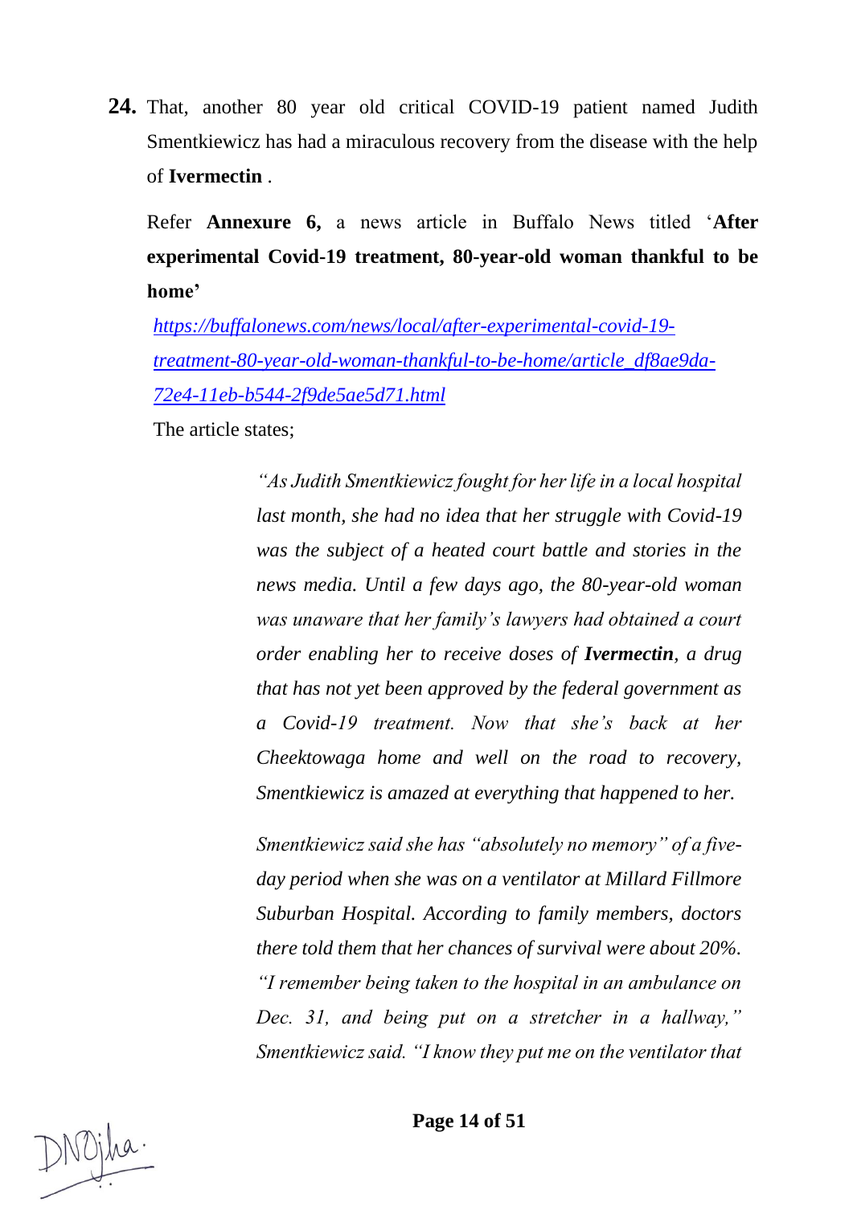**24.** That, another 80 year old critical COVID-19 patient named Judith Smentkiewicz has had a miraculous recovery from the disease with the help of **Ivermectin** .

Refer **Annexure 6,** a news article in Buffalo News titled '**After experimental Covid-19 treatment, 80-year-old woman thankful to be home'**

https://buffalonews.com/news/local/after-experimental-covid-19-treatment-80-year-old-woman-thankful-to-be-home/article_df8ae9da-72e4-11eb-b544-2f9de5ae5d71.html

The article states;

> *"As Judith Smentkiewicz fought for her life in a local hospital last month, she had no idea that her struggle with Covid-19 was the subject of a heated court battle and stories in the news media. Until a few days ago, the 80-year-old woman was unaware that her family's lawyers had obtained a court order enabling her to receive doses of **Ivermectin**, a drug that has not yet been approved by the federal government as a Covid-19 treatment. Now that she's back at her Cheektowaga home and well on the road to recovery, Smentkiewicz is amazed at everything that happened to her.*
>
> *Smentkiewicz said she has "absolutely no memory" of a five-day period when she was on a ventilator at Millard Fillmore Suburban Hospital. According to family members, doctors there told them that her chances of survival were about 20%. "I remember being taken to the hospital in an ambulance on Dec. 31, and being put on a stretcher in a hallway," Smentkiewicz said. "I know they put me on the ventilator that*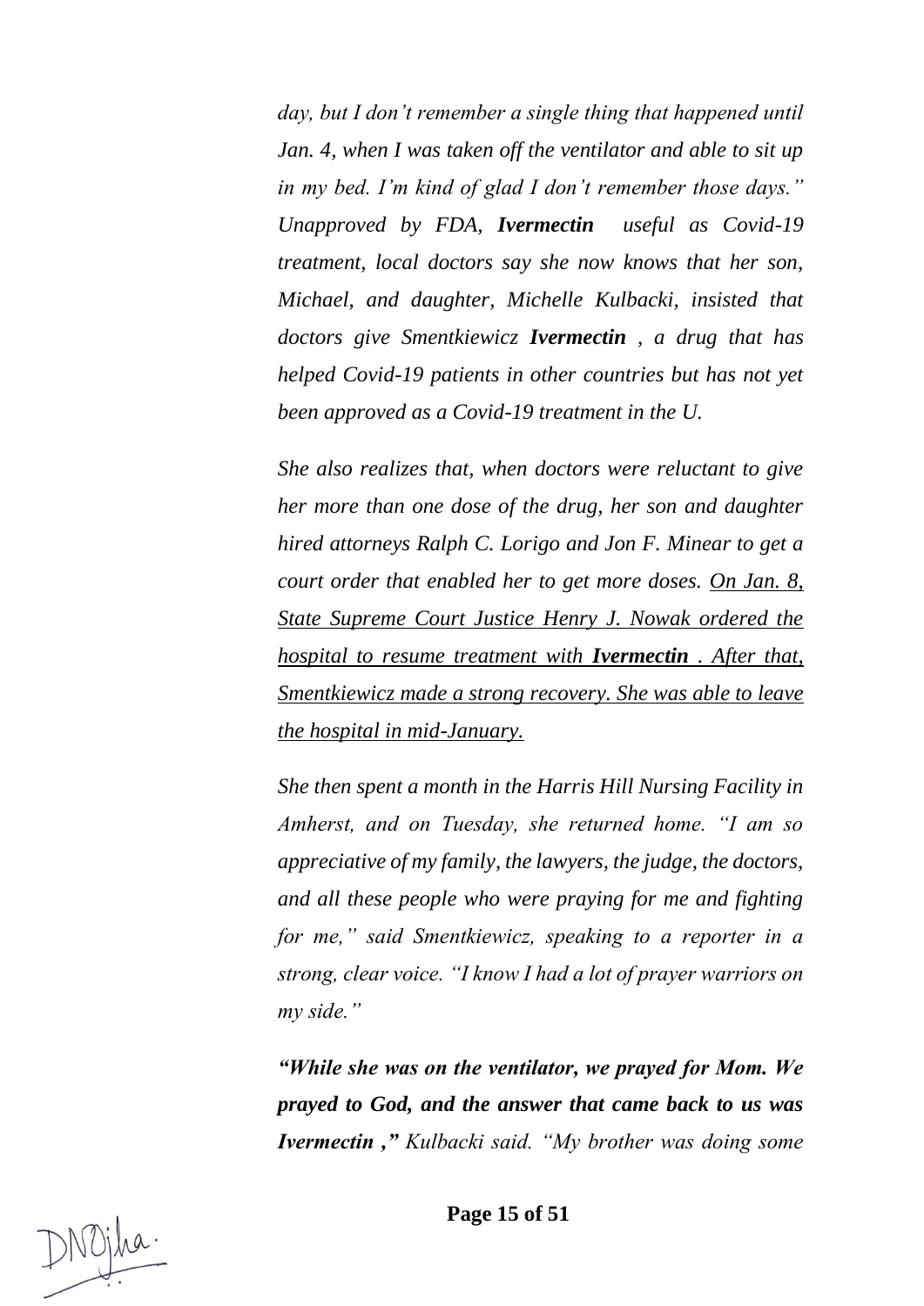*day, but I don't remember a single thing that happened until Jan. 4, when I was taken off the ventilator and able to sit up in my bed. I'm kind of glad I don't remember those days." Unapproved by FDA,* ***Ivermectin*** *useful as Covid-19 treatment, local doctors say she now knows that her son, Michael, and daughter, Michelle Kulbacki, insisted that doctors give Smentkiewicz* ***Ivermectin*** *, a drug that has helped Covid-19 patients in other countries but has not yet been approved as a Covid-19 treatment in the U.*

*She also realizes that, when doctors were reluctant to give her more than one dose of the drug, her son and daughter hired attorneys Ralph C. Lorigo and Jon F. Minear to get a court order that enabled her to get more doses. <u>On Jan. 8, State Supreme Court Justice Henry J. Nowak ordered the hospital to resume treatment with</u>* ***<u>Ivermectin</u>*** *<u>. After that, Smentkiewicz made a strong recovery. She was able to leave the hospital in mid-January.</u>*

*She then spent a month in the Harris Hill Nursing Facility in Amherst, and on Tuesday, she returned home. "I am so appreciative of my family, the lawyers, the judge, the doctors, and all these people who were praying for me and fighting for me," said Smentkiewicz, speaking to a reporter in a strong, clear voice. "I know I had a lot of prayer warriors on my side."*

***"While she was on the ventilator, we prayed for Mom. We prayed to God, and the answer that came back to us was Ivermectin ,"*** *Kulbacki said. "My brother was doing some*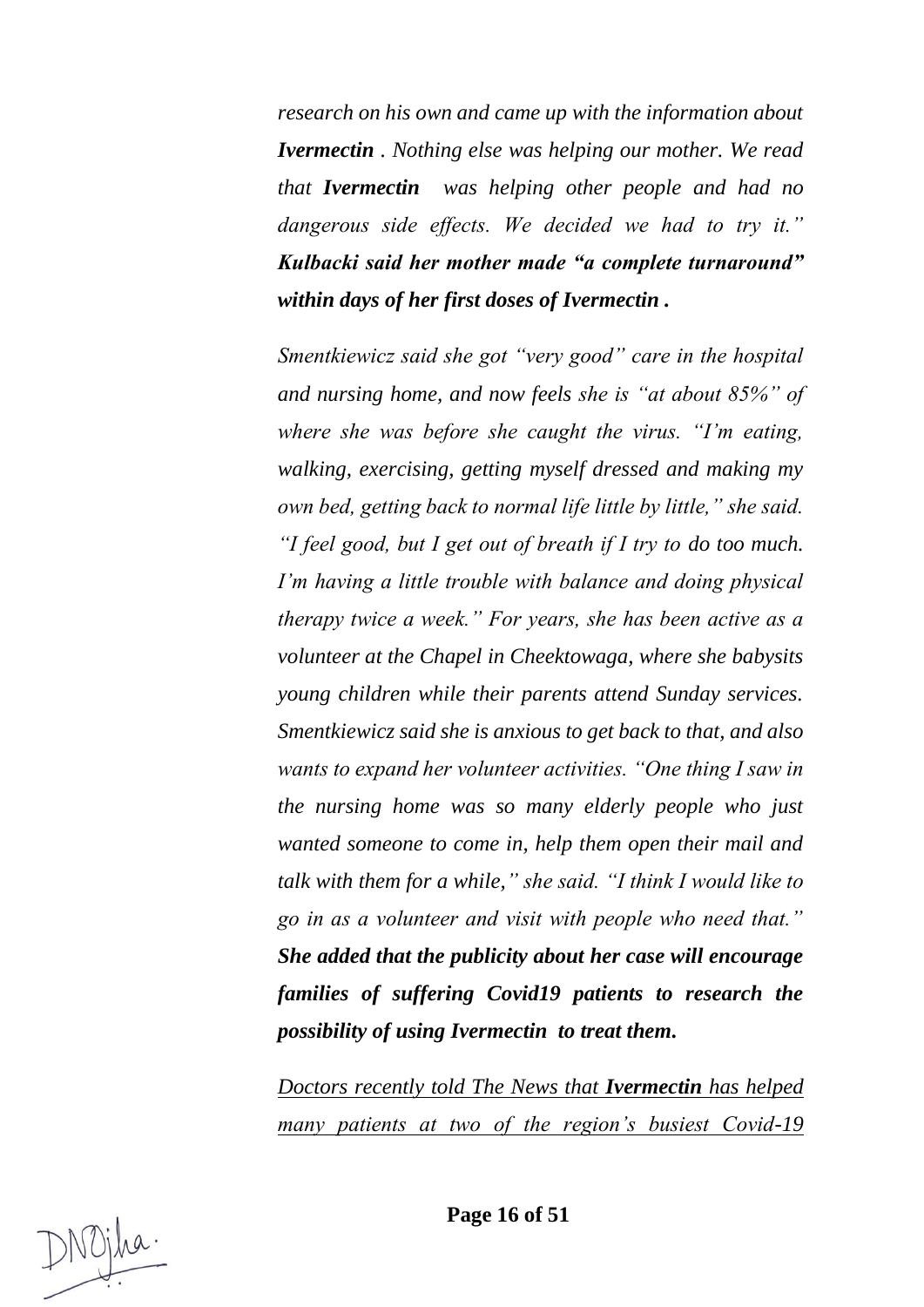*research on his own and came up with the information about* ***Ivermectin*** *. Nothing else was helping our mother. We read that* ***Ivermectin*** *was helping other people and had no dangerous side effects. We decided we had to try it."* ***Kulbacki said her mother made "a complete turnaround" within days of her first doses of Ivermectin .***

*Smentkiewicz said she got "very good" care in the hospital and nursing home, and now feels she is "at about 85%" of where she was before she caught the virus. "I'm eating, walking, exercising, getting myself dressed and making my own bed, getting back to normal life little by little," she said. "I feel good, but I get out of breath if I try to do too much. I'm having a little trouble with balance and doing physical therapy twice a week." For years, she has been active as a volunteer at the Chapel in Cheektowaga, where she babysits young children while their parents attend Sunday services. Smentkiewicz said she is anxious to get back to that, and also wants to expand her volunteer activities. "One thing I saw in the nursing home was so many elderly people who just wanted someone to come in, help them open their mail and talk with them for a while," she said. "I think I would like to go in as a volunteer and visit with people who need that."* ***She added that the publicity about her case will encourage families of suffering Covid19 patients to research the possibility of using Ivermectin to treat them.***

<u>*Doctors recently told The News that* ***Ivermectin*** *has helped many patients at two of the region's busiest Covid-19*</u>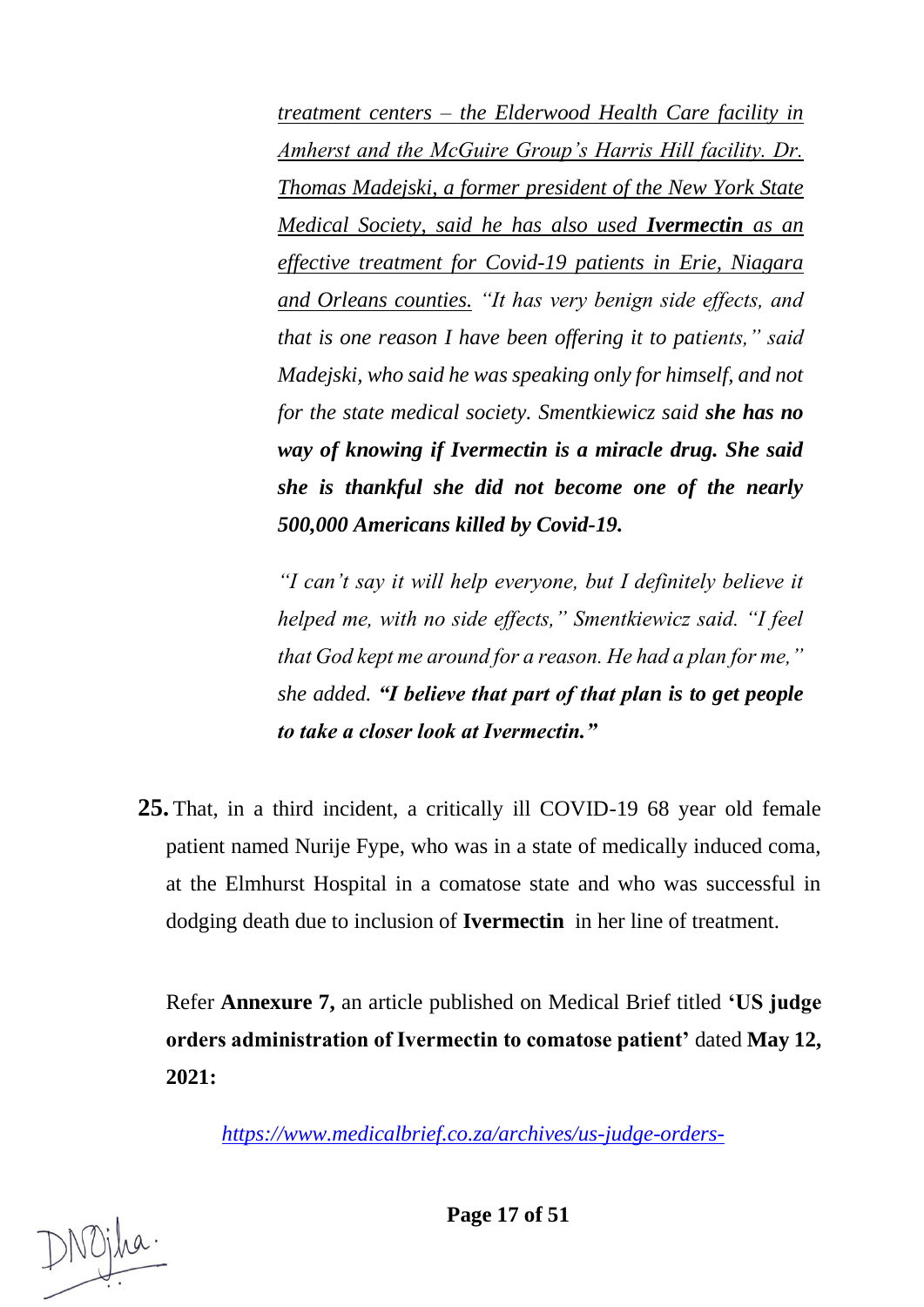*<u>treatment centers – the Elderwood Health Care facility in Amherst and the McGuire Group's Harris Hill facility. Dr. Thomas Madejski, a former president of the New York State Medical Society, said he has also used</u>* ***<u>Ivermectin</u>*** *<u>as an effective treatment for Covid-19 patients in Erie, Niagara and Orleans counties.</u> "It has very benign side effects, and that is one reason I have been offering it to patients," said Madejski, who said he was speaking only for himself, and not for the state medical society. Smentkiewicz said* ***she has no way of knowing if Ivermectin is a miracle drug. She said she is thankful she did not become one of the nearly 500,000 Americans killed by Covid-19.***

*"I can't say it will help everyone, but I definitely believe it helped me, with no side effects," Smentkiewicz said. "I feel that God kept me around for a reason. He had a plan for me," she added.* ***"I believe that part of that plan is to get people to take a closer look at Ivermectin."***

**25.** That, in a third incident, a critically ill COVID-19 68 year old female patient named Nurije Fype, who was in a state of medically induced coma, at the Elmhurst Hospital in a comatose state and who was successful in dodging death due to inclusion of **Ivermectin** in her line of treatment.

Refer **Annexure 7,** an article published on Medical Brief titled **'US judge orders administration of Ivermectin to comatose patient'** dated **May 12, 2021:**

*<u>https://www.medicalbrief.co.za/archives/us-judge-orders-</u>*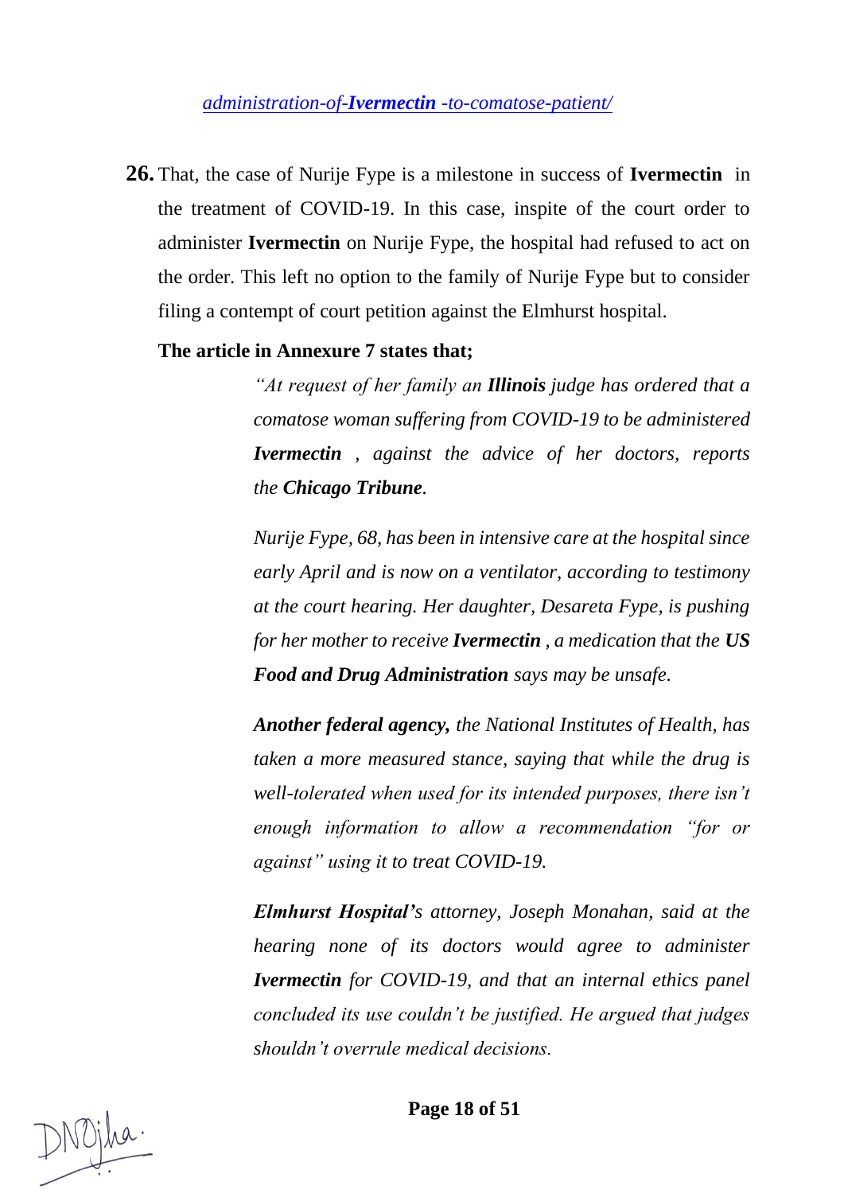*administration-of-**Ivermectin** -to-comatose-patient/*

**26.** That, the case of Nurije Fype is a milestone in success of **Ivermectin** in the treatment of COVID-19. In this case, inspite of the court order to administer **Ivermectin** on Nurije Fype, the hospital had refused to act on the order. This left no option to the family of Nurije Fype but to consider filing a contempt of court petition against the Elmhurst hospital.

**The article in Annexure 7 states that;**

> *"At request of her family an **Illinois** judge has ordered that a comatose woman suffering from COVID-19 to be administered **Ivermectin** , against the advice of her doctors, reports the **Chicago Tribune**.*
>
> *Nurije Fype, 68, has been in intensive care at the hospital since early April and is now on a ventilator, according to testimony at the court hearing. Her daughter, Desareta Fype, is pushing for her mother to receive **Ivermectin** , a medication that the **US Food and Drug Administration** says may be unsafe.*
>
> ***Another federal agency,** the National Institutes of Health, has taken a more measured stance, saying that while the drug is well-tolerated when used for its intended purposes, there isn't enough information to allow a recommendation "for or against" using it to treat COVID-19.*
>
> ***Elmhurst Hospital's** attorney, Joseph Monahan, said at the hearing none of its doctors would agree to administer **Ivermectin** for COVID-19, and that an internal ethics panel concluded its use couldn't be justified. He argued that judges shouldn't overrule medical decisions.*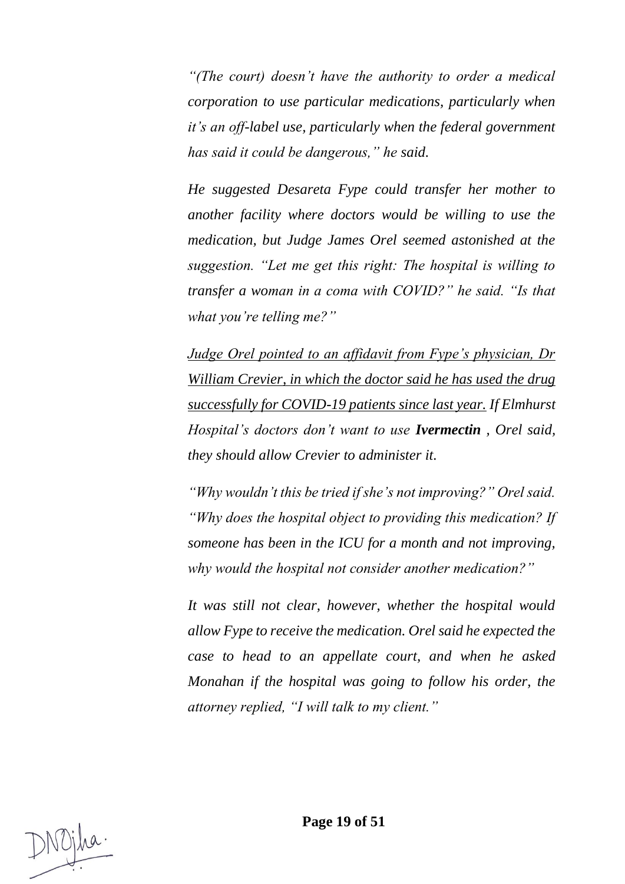*"(The court) doesn't have the authority to order a medical corporation to use particular medications, particularly when it's an off-label use, particularly when the federal government has said it could be dangerous," he said.*

*He suggested Desareta Fype could transfer her mother to another facility where doctors would be willing to use the medication, but Judge James Orel seemed astonished at the suggestion. "Let me get this right: The hospital is willing to transfer a woman in a coma with COVID?" he said. "Is that what you're telling me?"*

<u>*Judge Orel pointed to an affidavit from Fype's physician, Dr William Crevier, in which the doctor said he has used the drug successfully for COVID-19 patients since last year.*</u> *If Elmhurst Hospital's doctors don't want to use* ***Ivermectin*** *, Orel said, they should allow Crevier to administer it.*

*"Why wouldn't this be tried if she's not improving?" Orel said. "Why does the hospital object to providing this medication? If someone has been in the ICU for a month and not improving, why would the hospital not consider another medication?"*

*It was still not clear, however, whether the hospital would allow Fype to receive the medication. Orel said he expected the case to head to an appellate court, and when he asked Monahan if the hospital was going to follow his order, the attorney replied, "I will talk to my client."*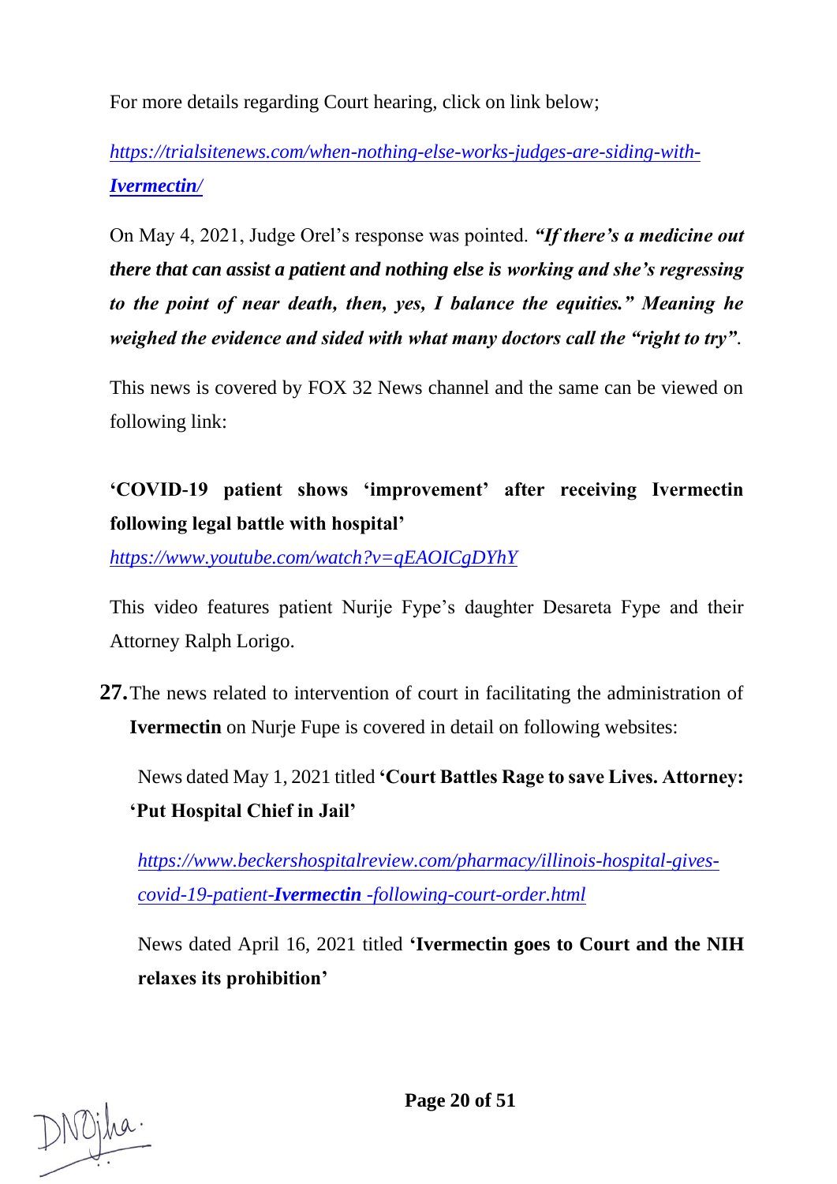For more details regarding Court hearing, click on link below;

*https://trialsitenews.com/when-nothing-else-works-judges-are-siding-with-**Ivermectin**/*

On May 4, 2021, Judge Orel's response was pointed. ***"If there's a medicine out there that can assist a patient and nothing else is working and she's regressing to the point of near death, then, yes, I balance the equities." Meaning he weighed the evidence and sided with what many doctors call the "right to try"***.

This news is covered by FOX 32 News channel and the same can be viewed on following link:

**'COVID-19 patient shows 'improvement' after receiving Ivermectin following legal battle with hospital'**

*https://www.youtube.com/watch?v=qEAOICgDYhY*

This video features patient Nurije Fype's daughter Desareta Fype and their Attorney Ralph Lorigo.

**27.** The news related to intervention of court in facilitating the administration of **Ivermectin** on Nurje Fupe is covered in detail on following websites:

News dated May 1, 2021 titled **'Court Battles Rage to save Lives. Attorney: 'Put Hospital Chief in Jail'**

*https://www.beckershospitalreview.com/pharmacy/illinois-hospital-gives-covid-19-patient-**Ivermectin** -following-court-order.html*

News dated April 16, 2021 titled **'Ivermectin goes to Court and the NIH relaxes its prohibition'**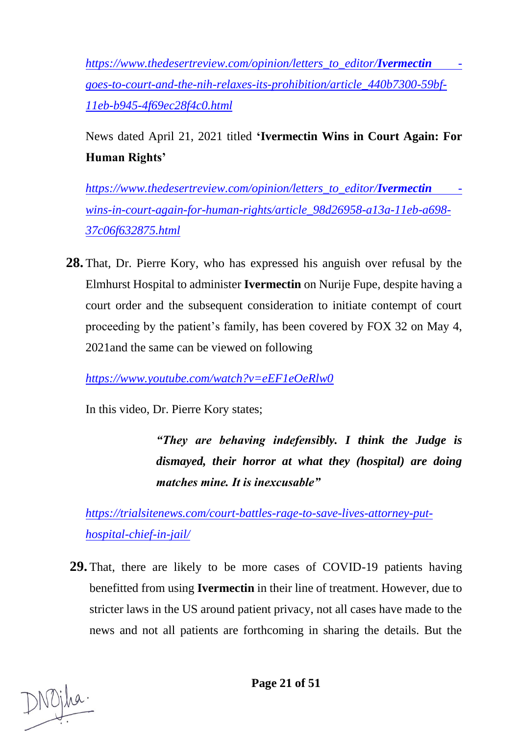*https://www.thedesertreview.com/opinion/letters_to_editor/**Ivermectin** -goes-to-court-and-the-nih-relaxes-its-prohibition/article_440b7300-59bf-11eb-b945-4f69ec28f4c0.html*

News dated April 21, 2021 titled **'Ivermectin Wins in Court Again: For Human Rights'**

*https://www.thedesertreview.com/opinion/letters_to_editor/**Ivermectin** -wins-in-court-again-for-human-rights/article_98d26958-a13a-11eb-a698-37c06f632875.html*

**28.** That, Dr. Pierre Kory, who has expressed his anguish over refusal by the Elmhurst Hospital to administer **Ivermectin** on Nurije Fupe, despite having a court order and the subsequent consideration to initiate contempt of court proceeding by the patient's family, has been covered by FOX 32 on May 4, 2021and the same can be viewed on following

*https://www.youtube.com/watch?v=eEF1eOeRlw0*

In this video, Dr. Pierre Kory states;

> ***"They are behaving indefensibly. I think the Judge is dismayed, their horror at what they (hospital) are doing matches mine. It is inexcusable"***

*https://trialsitenews.com/court-battles-rage-to-save-lives-attorney-put-hospital-chief-in-jail/*

**29.** That, there are likely to be more cases of COVID-19 patients having benefitted from using **Ivermectin** in their line of treatment. However, due to stricter laws in the US around patient privacy, not all cases have made to the news and not all patients are forthcoming in sharing the details. But the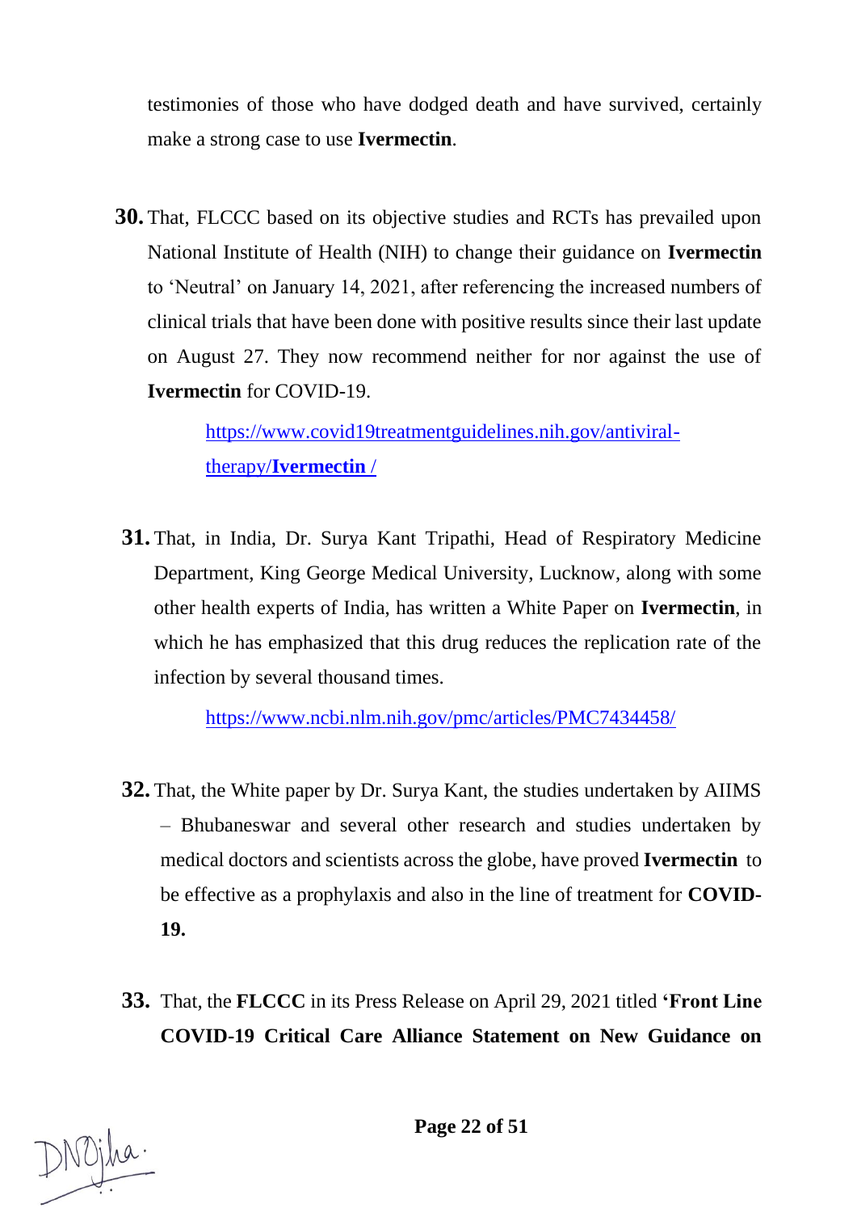testimonies of those who have dodged death and have survived, certainly make a strong case to use **Ivermectin**.

**30.** That, FLCCC based on its objective studies and RCTs has prevailed upon National Institute of Health (NIH) to change their guidance on **Ivermectin** to 'Neutral' on January 14, 2021, after referencing the increased numbers of clinical trials that have been done with positive results since their last update on August 27. They now recommend neither for nor against the use of **Ivermectin** for COVID-19.

> https://www.covid19treatmentguidelines.nih.gov/antiviral-therapy/**Ivermectin** /

**31.** That, in India, Dr. Surya Kant Tripathi, Head of Respiratory Medicine Department, King George Medical University, Lucknow, along with some other health experts of India, has written a White Paper on **Ivermectin**, in which he has emphasized that this drug reduces the replication rate of the infection by several thousand times.

> https://www.ncbi.nlm.nih.gov/pmc/articles/PMC7434458/

**32.** That, the White paper by Dr. Surya Kant, the studies undertaken by AIIMS – Bhubaneswar and several other research and studies undertaken by medical doctors and scientists across the globe, have proved **Ivermectin** to be effective as a prophylaxis and also in the line of treatment for **COVID-19.**

**33.** That, the **FLCCC** in its Press Release on April 29, 2021 titled **'Front Line COVID-19 Critical Care Alliance Statement on New Guidance on**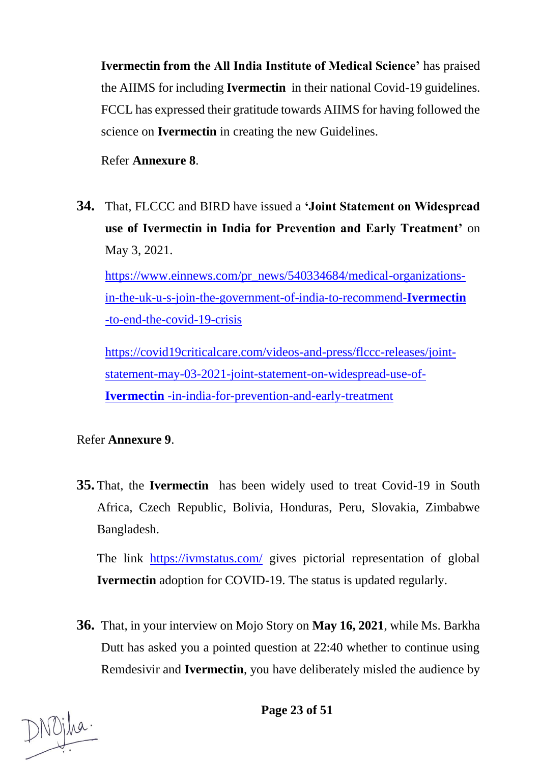**Ivermectin from the All India Institute of Medical Science'** has praised the AIIMS for including **Ivermectin** in their national Covid-19 guidelines. FCCL has expressed their gratitude towards AIIMS for having followed the science on **Ivermectin** in creating the new Guidelines.

Refer **Annexure 8**.

**34.** That, FLCCC and BIRD have issued a **'Joint Statement on Widespread use of Ivermectin in India for Prevention and Early Treatment'** on May 3, 2021.

https://www.einnews.com/pr_news/540334684/medical-organizations-in-the-uk-u-s-join-the-government-of-india-to-recommend-**Ivermectin**-to-end-the-covid-19-crisis

https://covid19criticalcare.com/videos-and-press/flccc-releases/joint-statement-may-03-2021-joint-statement-on-widespread-use-of-**Ivermectin** -in-india-for-prevention-and-early-treatment

Refer **Annexure 9**.

**35.** That, the **Ivermectin** has been widely used to treat Covid-19 in South Africa, Czech Republic, Bolivia, Honduras, Peru, Slovakia, Zimbabwe Bangladesh.

The link https://ivmstatus.com/ gives pictorial representation of global **Ivermectin** adoption for COVID-19. The status is updated regularly.

**36.** That, in your interview on Mojo Story on **May 16, 2021**, while Ms. Barkha Dutt has asked you a pointed question at 22:40 whether to continue using Remdesivir and **Ivermectin**, you have deliberately misled the audience by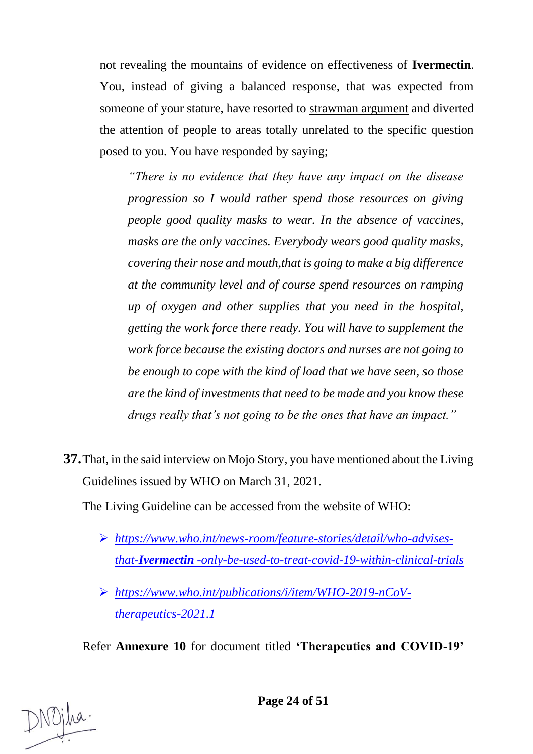not revealing the mountains of evidence on effectiveness of **Ivermectin**. You, instead of giving a balanced response, that was expected from someone of your stature, have resorted to strawman argument and diverted the attention of people to areas totally unrelated to the specific question posed to you. You have responded by saying;

> *"There is no evidence that they have any impact on the disease progression so I would rather spend those resources on giving people good quality masks to wear. In the absence of vaccines, masks are the only vaccines. Everybody wears good quality masks, covering their nose and mouth,that is going to make a big difference at the community level and of course spend resources on ramping up of oxygen and other supplies that you need in the hospital, getting the work force there ready. You will have to supplement the work force because the existing doctors and nurses are not going to be enough to cope with the kind of load that we have seen, so those are the kind of investments that need to be made and you know these drugs really that's not going to be the ones that have an impact."*

**37.** That, in the said interview on Mojo Story, you have mentioned about the Living Guidelines issued by WHO on March 31, 2021.

The Living Guideline can be accessed from the website of WHO:

- *https://www.who.int/news-room/feature-stories/detail/who-advises-that-**Ivermectin** -only-be-used-to-treat-covid-19-within-clinical-trials*
- *https://www.who.int/publications/i/item/WHO-2019-nCoV-therapeutics-2021.1*

Refer **Annexure 10** for document titled **'Therapeutics and COVID-19'**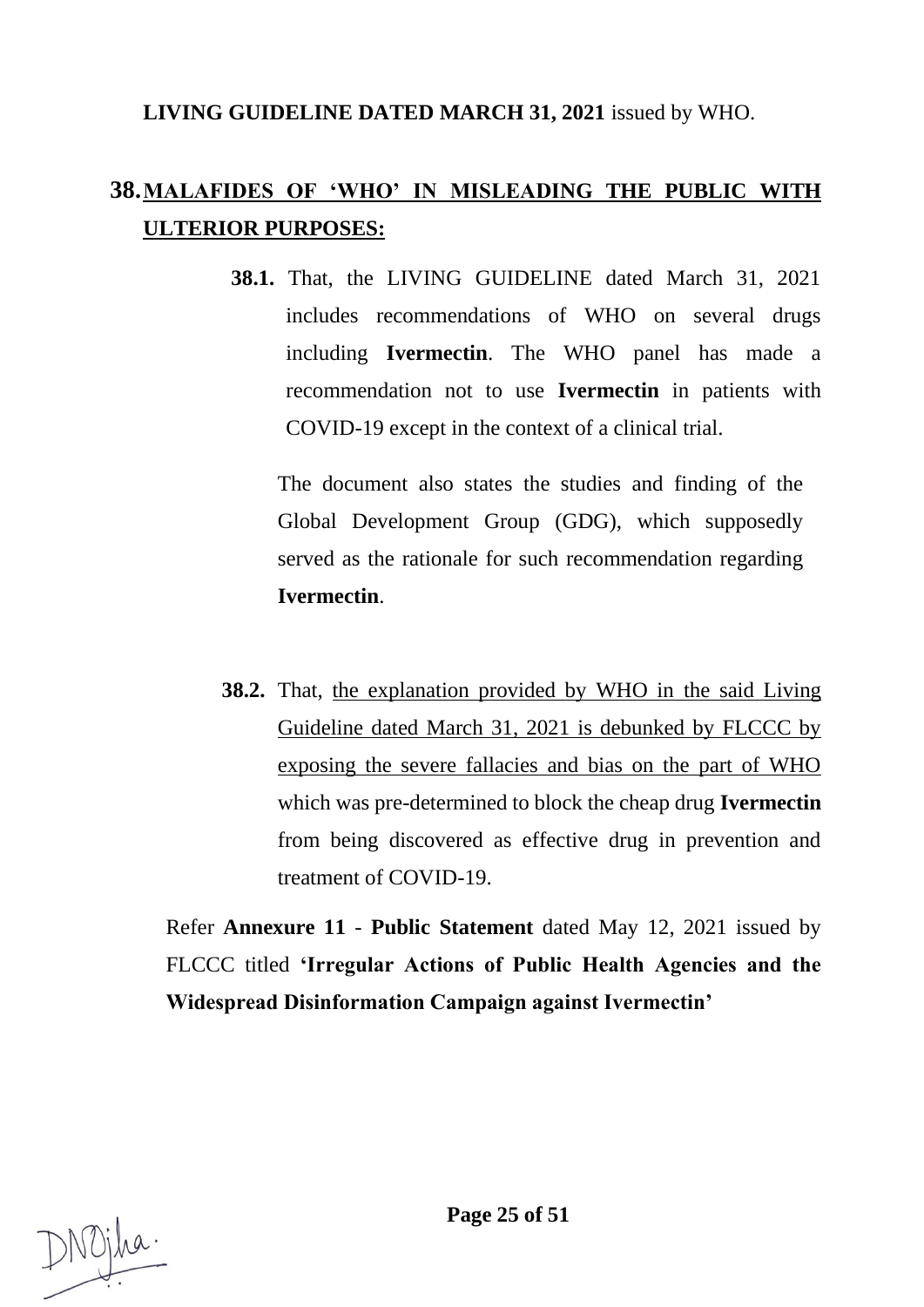**LIVING GUIDELINE DATED MARCH 31, 2021** issued by WHO.

## 38. MALAFIDES OF 'WHO' IN MISLEADING THE PUBLIC WITH ULTERIOR PURPOSES:

**38.1.** That, the LIVING GUIDELINE dated March 31, 2021 includes recommendations of WHO on several drugs including **Ivermectin**. The WHO panel has made a recommendation not to use **Ivermectin** in patients with COVID-19 except in the context of a clinical trial.

The document also states the studies and finding of the Global Development Group (GDG), which supposedly served as the rationale for such recommendation regarding **Ivermectin**.

**38.2.** That, the explanation provided by WHO in the said Living Guideline dated March 31, 2021 is debunked by FLCCC by exposing the severe fallacies and bias on the part of WHO which was pre-determined to block the cheap drug **Ivermectin** from being discovered as effective drug in prevention and treatment of COVID-19.

Refer **Annexure 11** - **Public Statement** dated May 12, 2021 issued by FLCCC titled **'Irregular Actions of Public Health Agencies and the Widespread Disinformation Campaign against Ivermectin'**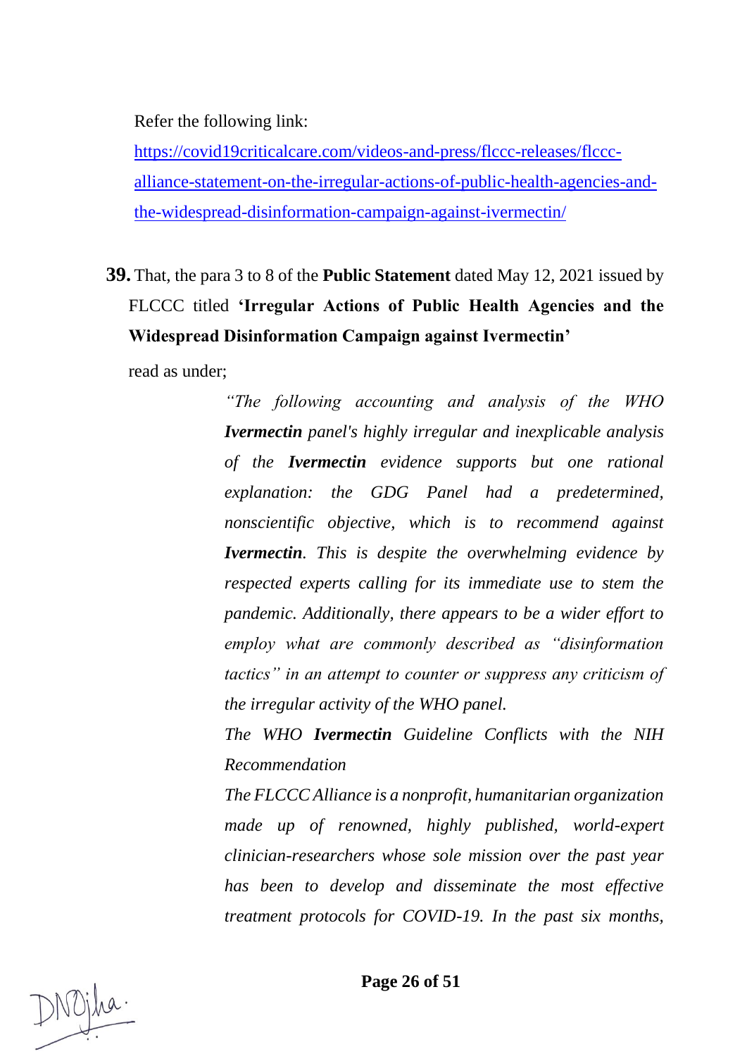Refer the following link:

[https://covid19criticalcare.com/videos-and-press/flccc-releases/flccc-alliance-statement-on-the-irregular-actions-of-public-health-agencies-and-the-widespread-disinformation-campaign-against-ivermectin/](https://covid19criticalcare.com/videos-and-press/flccc-releases/flccc-alliance-statement-on-the-irregular-actions-of-public-health-agencies-and-the-widespread-disinformation-campaign-against-ivermectin/)

**39.** That, the para 3 to 8 of the **Public Statement** dated May 12, 2021 issued by FLCCC titled **'Irregular Actions of Public Health Agencies and the Widespread Disinformation Campaign against Ivermectin'** read as under;

> *"The following accounting and analysis of the WHO **Ivermectin** panel's highly irregular and inexplicable analysis of the **Ivermectin** evidence supports but one rational explanation: the GDG Panel had a predetermined, nonscientific objective, which is to recommend against **Ivermectin**. This is despite the overwhelming evidence by respected experts calling for its immediate use to stem the pandemic. Additionally, there appears to be a wider effort to employ what are commonly described as "disinformation tactics" in an attempt to counter or suppress any criticism of the irregular activity of the WHO panel.*
>
> *The WHO **Ivermectin** Guideline Conflicts with the NIH Recommendation*
>
> *The FLCCC Alliance is a nonprofit, humanitarian organization made up of renowned, highly published, world-expert clinician-researchers whose sole mission over the past year has been to develop and disseminate the most effective treatment protocols for COVID-19. In the past six months,*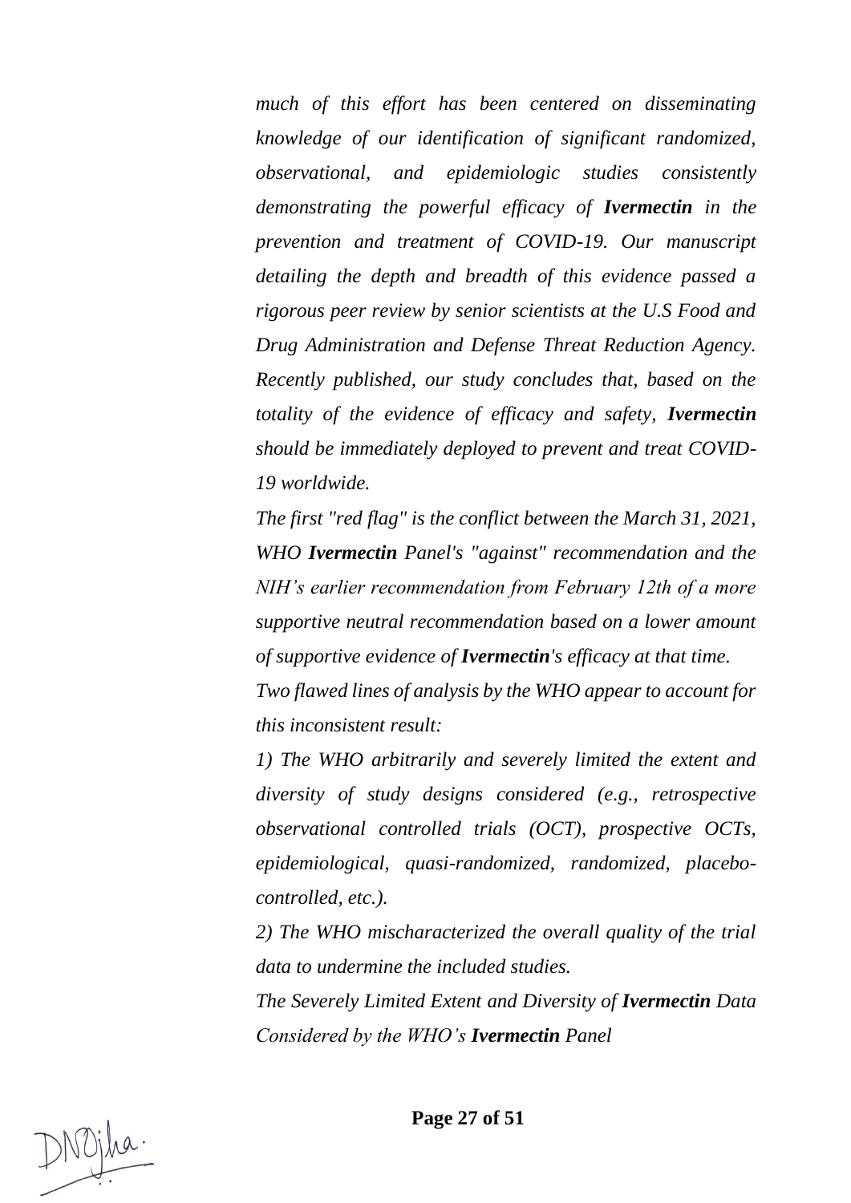*much of this effort has been centered on disseminating knowledge of our identification of significant randomized, observational, and epidemiologic studies consistently demonstrating the powerful efficacy of* ***Ivermectin*** *in the prevention and treatment of COVID-19. Our manuscript detailing the depth and breadth of this evidence passed a rigorous peer review by senior scientists at the U.S Food and Drug Administration and Defense Threat Reduction Agency. Recently published, our study concludes that, based on the totality of the evidence of efficacy and safety,* ***Ivermectin*** *should be immediately deployed to prevent and treat COVID-19 worldwide.*

*The first "red flag" is the conflict between the March 31, 2021, WHO* ***Ivermectin*** *Panel's "against" recommendation and the NIH's earlier recommendation from February 12th of a more supportive neutral recommendation based on a lower amount of supportive evidence of* ***Ivermectin****'s efficacy at that time.*

*Two flawed lines of analysis by the WHO appear to account for this inconsistent result:*

*1) The WHO arbitrarily and severely limited the extent and diversity of study designs considered (e.g., retrospective observational controlled trials (OCT), prospective OCTs, epidemiological, quasi-randomized, randomized, placebo-controlled, etc.).*

*2) The WHO mischaracterized the overall quality of the trial data to undermine the included studies.*

*The Severely Limited Extent and Diversity of* ***Ivermectin*** *Data Considered by the WHO's* ***Ivermectin*** *Panel*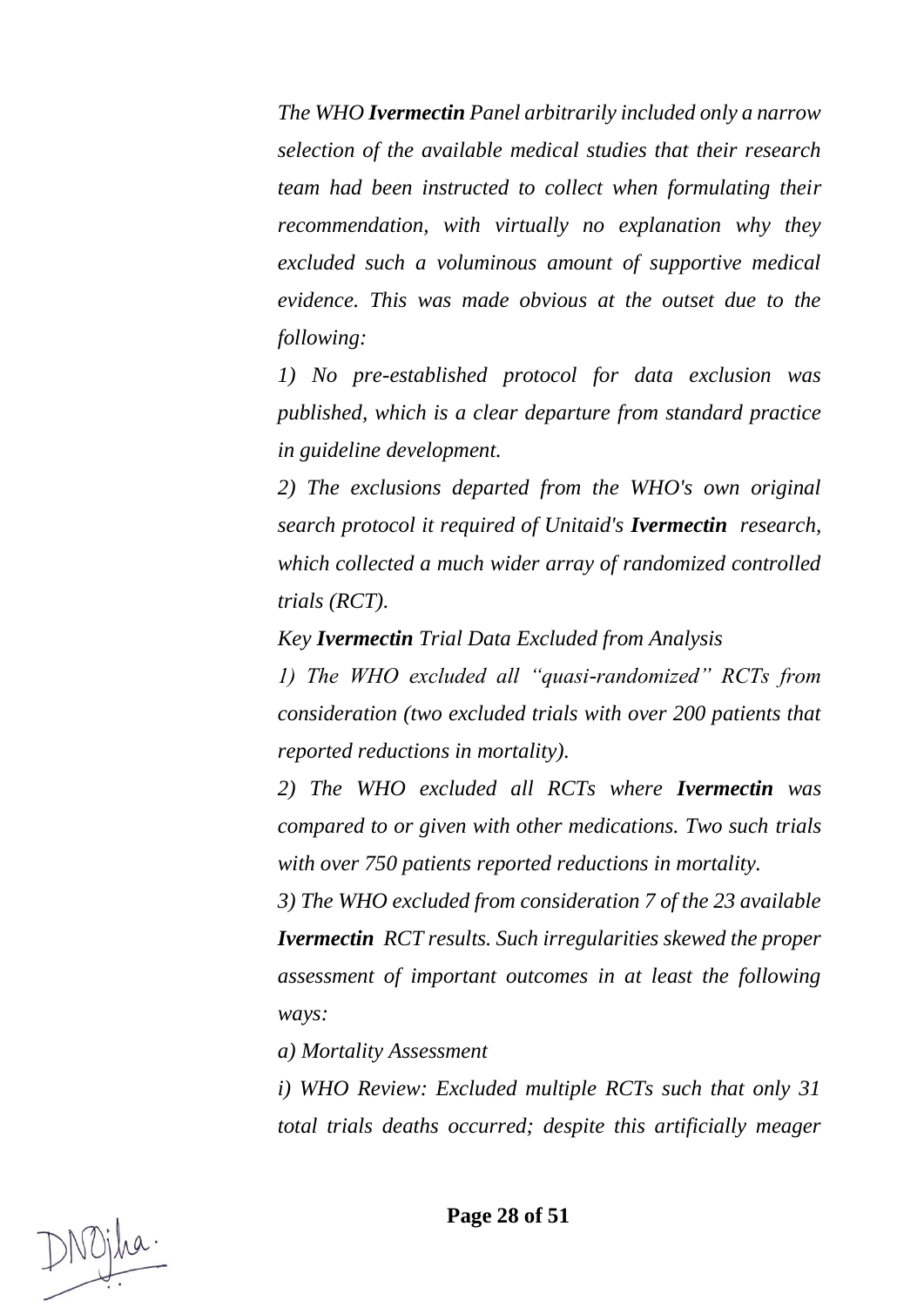*The WHO **Ivermectin** Panel arbitrarily included only a narrow selection of the available medical studies that their research team had been instructed to collect when formulating their recommendation, with virtually no explanation why they excluded such a voluminous amount of supportive medical evidence. This was made obvious at the outset due to the following:*

*1) No pre-established protocol for data exclusion was published, which is a clear departure from standard practice in guideline development.*

*2) The exclusions departed from the WHO's own original search protocol it required of Unitaid's **Ivermectin** research, which collected a much wider array of randomized controlled trials (RCT).*

*Key **Ivermectin** Trial Data Excluded from Analysis*

*1) The WHO excluded all "quasi-randomized" RCTs from consideration (two excluded trials with over 200 patients that reported reductions in mortality).*

*2) The WHO excluded all RCTs where **Ivermectin** was compared to or given with other medications. Two such trials with over 750 patients reported reductions in mortality.*

*3) The WHO excluded from consideration 7 of the 23 available **Ivermectin** RCT results. Such irregularities skewed the proper assessment of important outcomes in at least the following ways:*

*a) Mortality Assessment*

*i) WHO Review: Excluded multiple RCTs such that only 31 total trials deaths occurred; despite this artificially meager*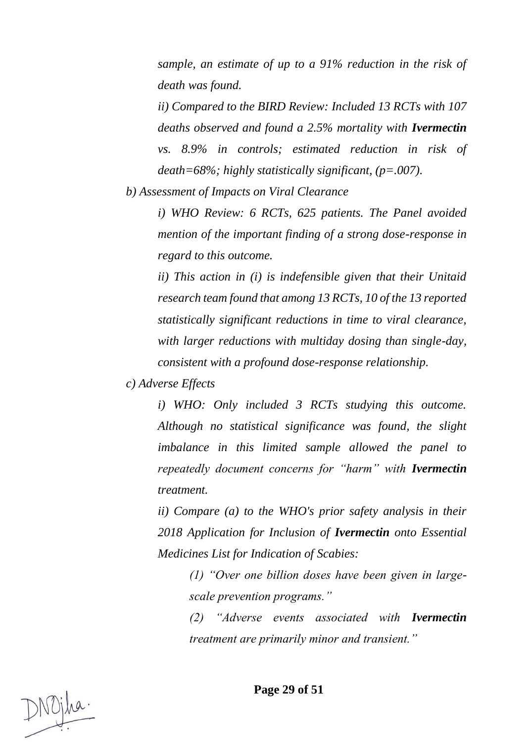*sample, an estimate of up to a 91% reduction in the risk of death was found.*

*ii) Compared to the BIRD Review: Included 13 RCTs with 107 deaths observed and found a 2.5% mortality with **Ivermectin** vs. 8.9% in controls; estimated reduction in risk of death=68%; highly statistically significant, (p=.007).*

*b) Assessment of Impacts on Viral Clearance*

*i) WHO Review: 6 RCTs, 625 patients. The Panel avoided mention of the important finding of a strong dose-response in regard to this outcome.*

*ii) This action in (i) is indefensible given that their Unitaid research team found that among 13 RCTs, 10 of the 13 reported statistically significant reductions in time to viral clearance, with larger reductions with multiday dosing than single-day, consistent with a profound dose-response relationship.*

*c) Adverse Effects*

*i) WHO: Only included 3 RCTs studying this outcome. Although no statistical significance was found, the slight imbalance in this limited sample allowed the panel to repeatedly document concerns for "harm" with **Ivermectin** treatment.*

*ii) Compare (a) to the WHO's prior safety analysis in their 2018 Application for Inclusion of **Ivermectin** onto Essential Medicines List for Indication of Scabies:*

*(1) "Over one billion doses have been given in large-scale prevention programs."*

*(2) "Adverse events associated with **Ivermectin** treatment are primarily minor and transient."*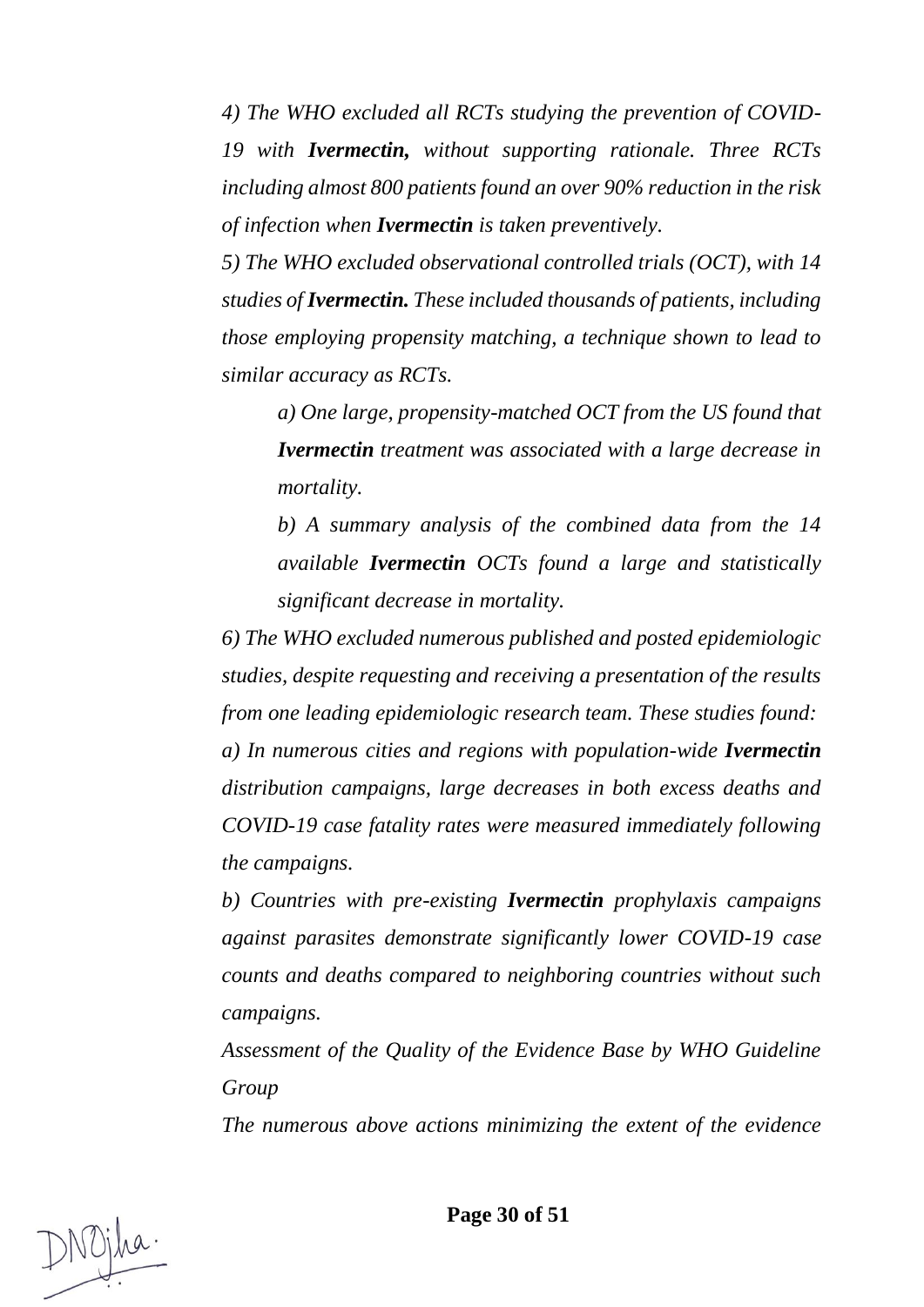*4) The WHO excluded all RCTs studying the prevention of COVID-19 with **Ivermectin,** without supporting rationale. Three RCTs including almost 800 patients found an over 90% reduction in the risk of infection when **Ivermectin** is taken preventively.*

*5) The WHO excluded observational controlled trials (OCT), with 14 studies of **Ivermectin.** These included thousands of patients, including those employing propensity matching, a technique shown to lead to similar accuracy as RCTs.*

> *a) One large, propensity-matched OCT from the US found that **Ivermectin** treatment was associated with a large decrease in mortality.*
>
> *b) A summary analysis of the combined data from the 14 available **Ivermectin** OCTs found a large and statistically significant decrease in mortality.*

*6) The WHO excluded numerous published and posted epidemiologic studies, despite requesting and receiving a presentation of the results from one leading epidemiologic research team. These studies found:*

*a) In numerous cities and regions with population-wide **Ivermectin** distribution campaigns, large decreases in both excess deaths and COVID-19 case fatality rates were measured immediately following the campaigns.*

*b) Countries with pre-existing **Ivermectin** prophylaxis campaigns against parasites demonstrate significantly lower COVID-19 case counts and deaths compared to neighboring countries without such campaigns.*

*Assessment of the Quality of the Evidence Base by WHO Guideline Group*

*The numerous above actions minimizing the extent of the evidence*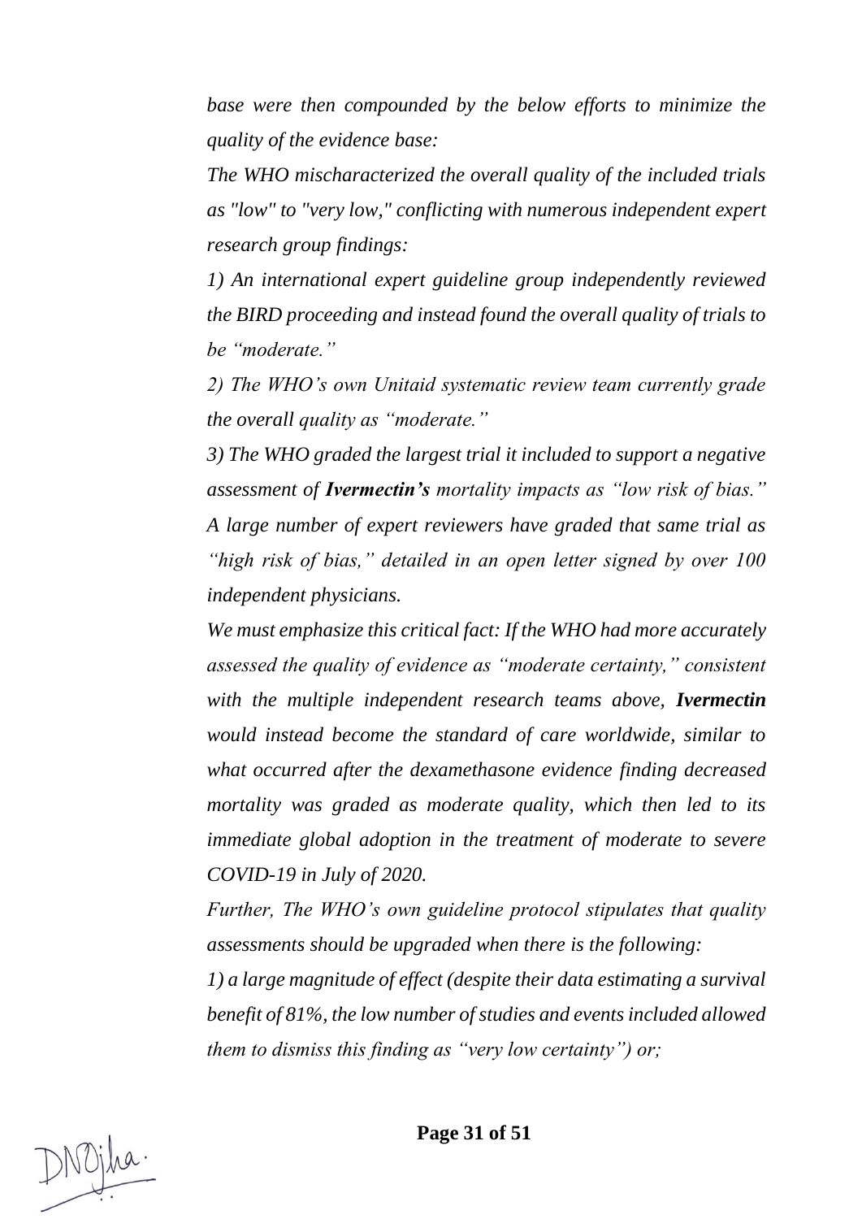*base were then compounded by the below efforts to minimize the quality of the evidence base:*

*The WHO mischaracterized the overall quality of the included trials as "low" to "very low," conflicting with numerous independent expert research group findings:*

*1) An international expert guideline group independently reviewed the BIRD proceeding and instead found the overall quality of trials to be "moderate."*

*2) The WHO's own Unitaid systematic review team currently grade the overall quality as "moderate."*

*3) The WHO graded the largest trial it included to support a negative assessment of* ***Ivermectin's*** *mortality impacts as "low risk of bias." A large number of expert reviewers have graded that same trial as "high risk of bias," detailed in an open letter signed by over 100 independent physicians.*

*We must emphasize this critical fact: If the WHO had more accurately assessed the quality of evidence as "moderate certainty," consistent with the multiple independent research teams above,* ***Ivermectin*** *would instead become the standard of care worldwide, similar to what occurred after the dexamethasone evidence finding decreased mortality was graded as moderate quality, which then led to its immediate global adoption in the treatment of moderate to severe COVID-19 in July of 2020.*

*Further, The WHO's own guideline protocol stipulates that quality assessments should be upgraded when there is the following:*

*1) a large magnitude of effect (despite their data estimating a survival benefit of 81%, the low number of studies and events included allowed them to dismiss this finding as "very low certainty") or;*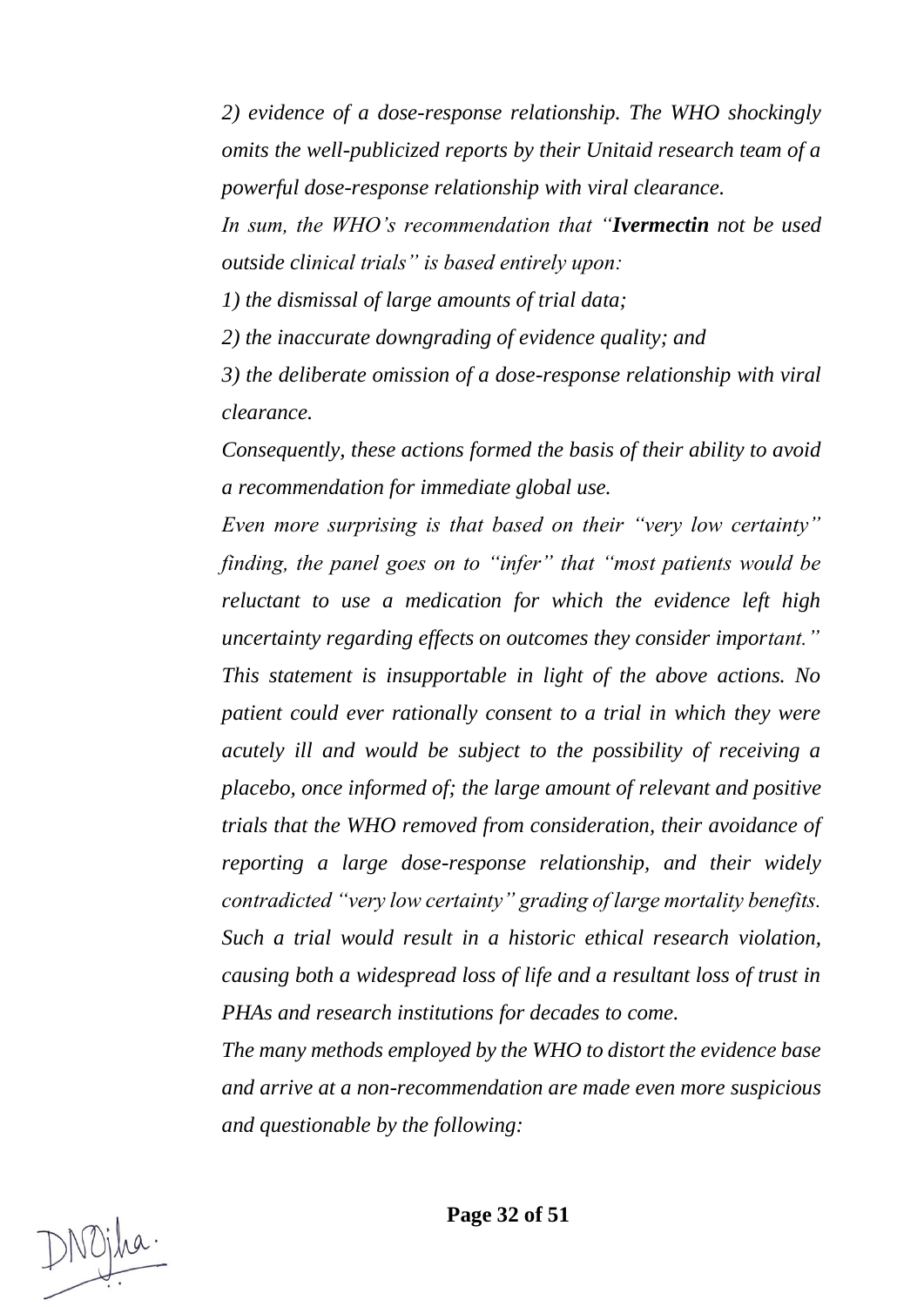*2) evidence of a dose-response relationship. The WHO shockingly omits the well-publicized reports by their Unitaid research team of a powerful dose-response relationship with viral clearance.*

*In sum, the WHO's recommendation that "**Ivermectin** not be used outside clinical trials" is based entirely upon:*

*1) the dismissal of large amounts of trial data;*

*2) the inaccurate downgrading of evidence quality; and*

*3) the deliberate omission of a dose-response relationship with viral clearance.*

*Consequently, these actions formed the basis of their ability to avoid a recommendation for immediate global use.*

*Even more surprising is that based on their "very low certainty" finding, the panel goes on to "infer" that "most patients would be reluctant to use a medication for which the evidence left high uncertainty regarding effects on outcomes they consider important." This statement is insupportable in light of the above actions. No patient could ever rationally consent to a trial in which they were acutely ill and would be subject to the possibility of receiving a placebo, once informed of; the large amount of relevant and positive trials that the WHO removed from consideration, their avoidance of reporting a large dose-response relationship, and their widely contradicted "very low certainty" grading of large mortality benefits. Such a trial would result in a historic ethical research violation, causing both a widespread loss of life and a resultant loss of trust in PHAs and research institutions for decades to come.*

*The many methods employed by the WHO to distort the evidence base and arrive at a non-recommendation are made even more suspicious and questionable by the following:*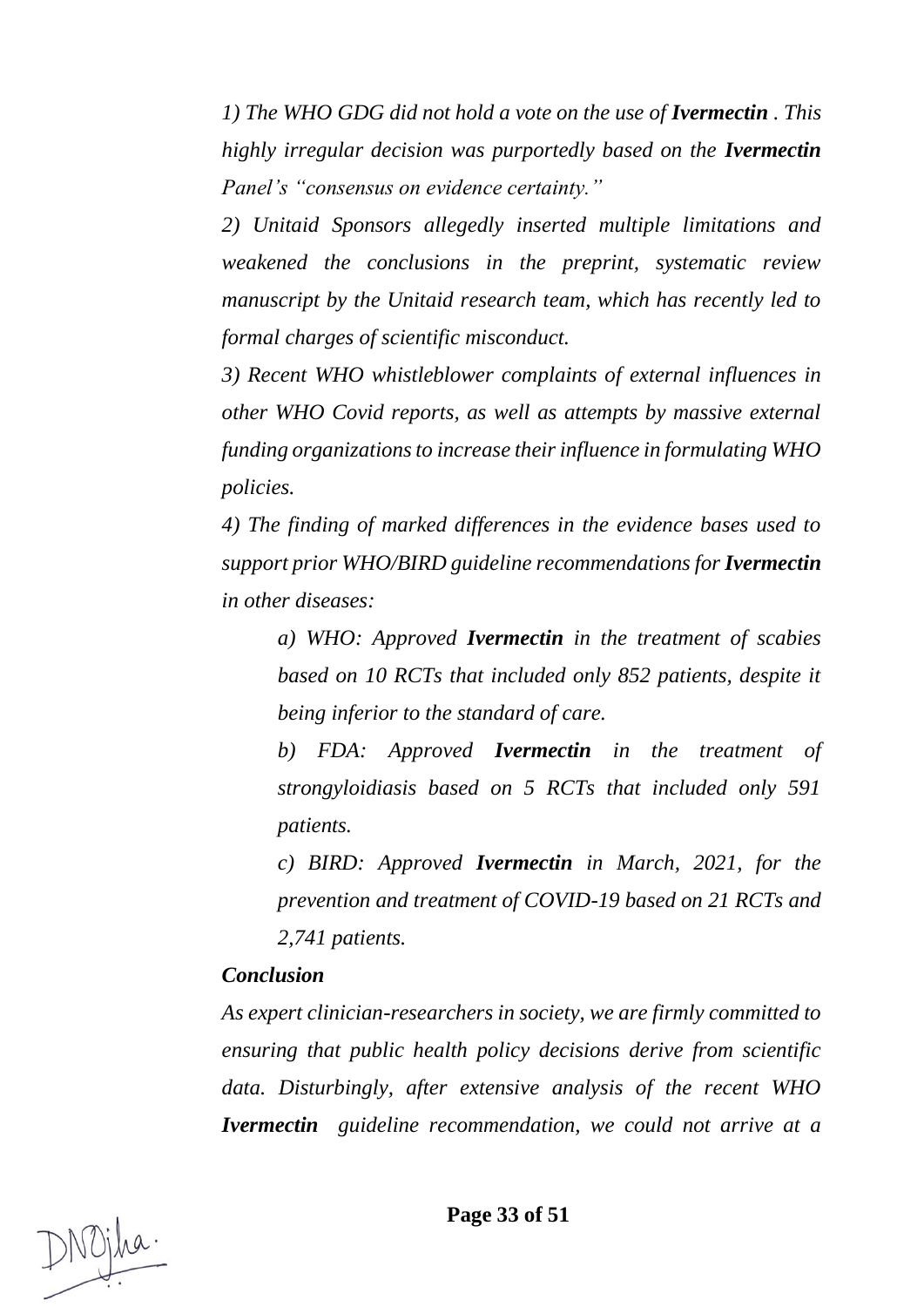*1) The WHO GDG did not hold a vote on the use of **Ivermectin** . This highly irregular decision was purportedly based on the **Ivermectin** Panel's "consensus on evidence certainty."*

*2) Unitaid Sponsors allegedly inserted multiple limitations and weakened the conclusions in the preprint, systematic review manuscript by the Unitaid research team, which has recently led to formal charges of scientific misconduct.*

*3) Recent WHO whistleblower complaints of external influences in other WHO Covid reports, as well as attempts by massive external funding organizations to increase their influence in formulating WHO policies.*

*4) The finding of marked differences in the evidence bases used to support prior WHO/BIRD guideline recommendations for **Ivermectin** in other diseases:*

> *a) WHO: Approved **Ivermectin** in the treatment of scabies based on 10 RCTs that included only 852 patients, despite it being inferior to the standard of care.*
>
> *b) FDA: Approved **Ivermectin** in the treatment of strongyloidiasis based on 5 RCTs that included only 591 patients.*
>
> *c) BIRD: Approved **Ivermectin** in March, 2021, for the prevention and treatment of COVID-19 based on 21 RCTs and 2,741 patients.*

***Conclusion***

*As expert clinician-researchers in society, we are firmly committed to ensuring that public health policy decisions derive from scientific data. Disturbingly, after extensive analysis of the recent WHO **Ivermectin** guideline recommendation, we could not arrive at a*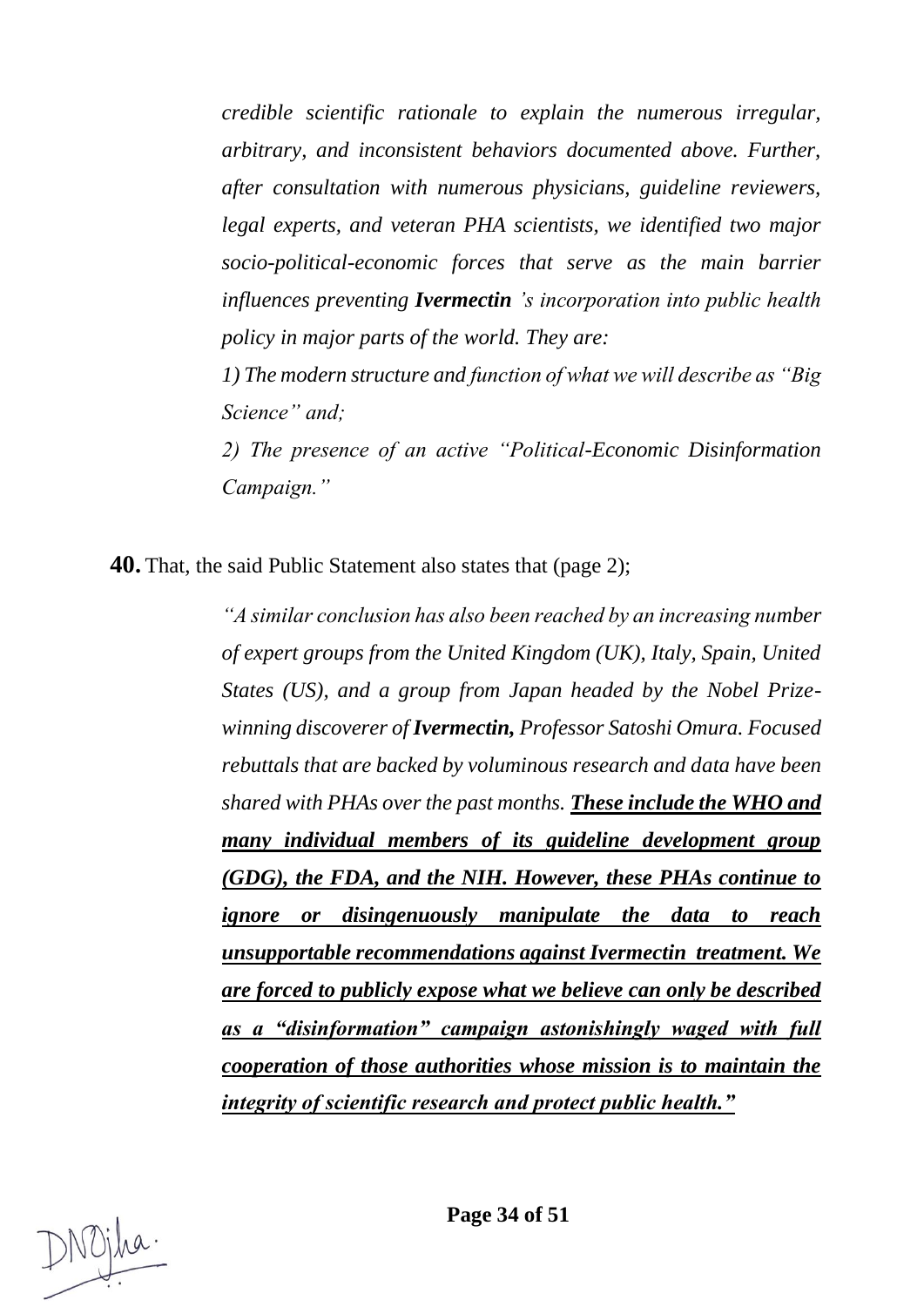*credible scientific rationale to explain the numerous irregular, arbitrary, and inconsistent behaviors documented above. Further, after consultation with numerous physicians, guideline reviewers, legal experts, and veteran PHA scientists, we identified two major socio-political-economic forces that serve as the main barrier influences preventing **Ivermectin** 's incorporation into public health policy in major parts of the world. They are:*

*1) The modern structure and function of what we will describe as "Big Science" and;*

*2) The presence of an active "Political-Economic Disinformation Campaign."*

**40.** That, the said Public Statement also states that (page 2);

> *"A similar conclusion has also been reached by an increasing number of expert groups from the United Kingdom (UK), Italy, Spain, United States (US), and a group from Japan headed by the Nobel Prize-winning discoverer of **Ivermectin,** Professor Satoshi Omura. Focused rebuttals that are backed by voluminous research and data have been shared with PHAs over the past months. <u>**These include the WHO and many individual members of its guideline development group (GDG), the FDA, and the NIH. However, these PHAs continue to ignore or disingenuously manipulate the data to reach unsupportable recommendations against Ivermectin treatment. We are forced to publicly expose what we believe can only be described as a "disinformation" campaign astonishingly waged with full cooperation of those authorities whose mission is to maintain the integrity of scientific research and protect public health."**</u>*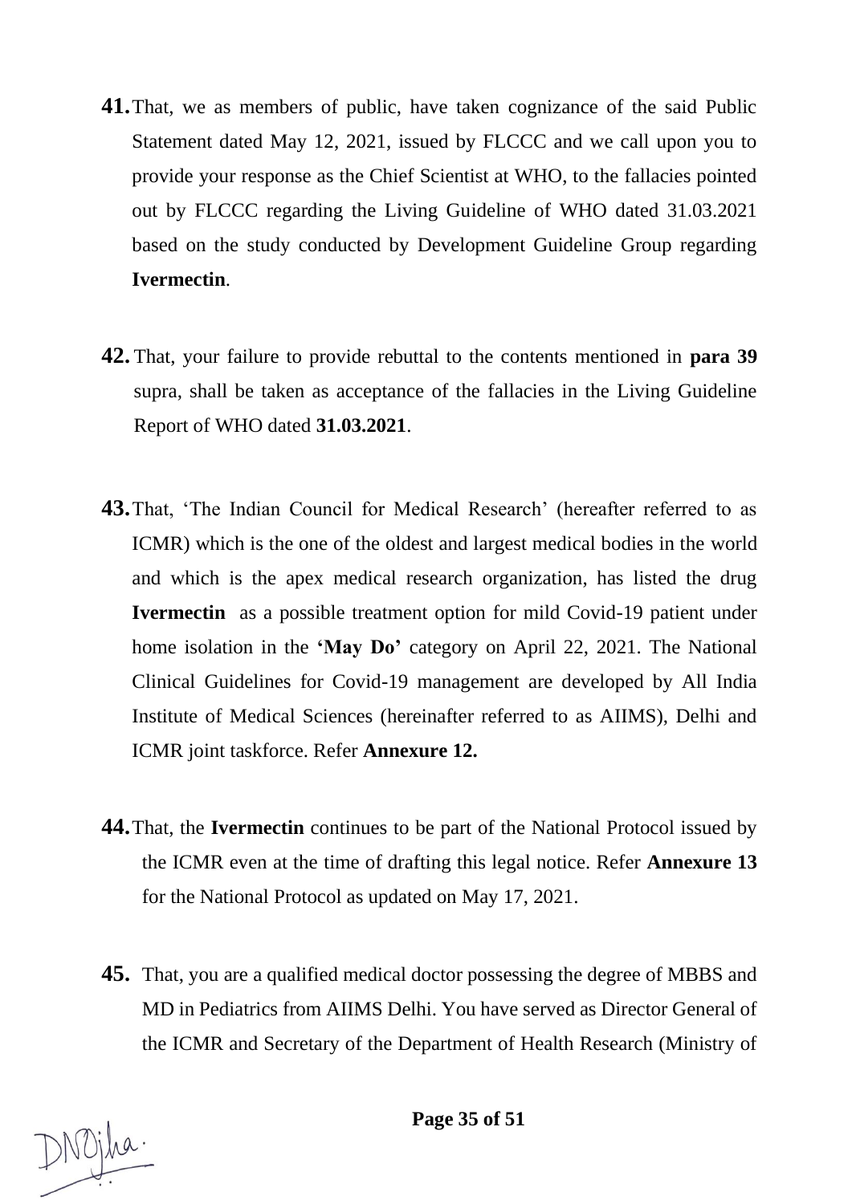**41.** That, we as members of public, have taken cognizance of the said Public Statement dated May 12, 2021, issued by FLCCC and we call upon you to provide your response as the Chief Scientist at WHO, to the fallacies pointed out by FLCCC regarding the Living Guideline of WHO dated 31.03.2021 based on the study conducted by Development Guideline Group regarding **Ivermectin**.

**42.** That, your failure to provide rebuttal to the contents mentioned in **para 39** supra, shall be taken as acceptance of the fallacies in the Living Guideline Report of WHO dated **31.03.2021**.

**43.** That, 'The Indian Council for Medical Research' (hereafter referred to as ICMR) which is the one of the oldest and largest medical bodies in the world and which is the apex medical research organization, has listed the drug **Ivermectin** as a possible treatment option for mild Covid-19 patient under home isolation in the **'May Do'** category on April 22, 2021. The National Clinical Guidelines for Covid-19 management are developed by All India Institute of Medical Sciences (hereinafter referred to as AIIMS), Delhi and ICMR joint taskforce. Refer **Annexure 12.**

**44.** That, the **Ivermectin** continues to be part of the National Protocol issued by the ICMR even at the time of drafting this legal notice. Refer **Annexure 13** for the National Protocol as updated on May 17, 2021.

**45.** That, you are a qualified medical doctor possessing the degree of MBBS and MD in Pediatrics from AIIMS Delhi. You have served as Director General of the ICMR and Secretary of the Department of Health Research (Ministry of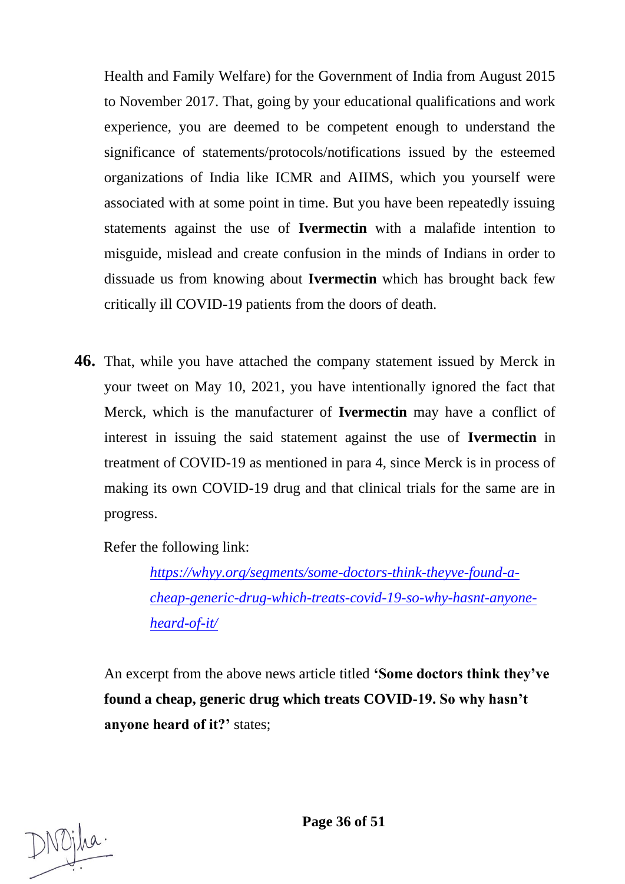Health and Family Welfare) for the Government of India from August 2015 to November 2017. That, going by your educational qualifications and work experience, you are deemed to be competent enough to understand the significance of statements/protocols/notifications issued by the esteemed organizations of India like ICMR and AIIMS, which you yourself were associated with at some point in time. But you have been repeatedly issuing statements against the use of **Ivermectin** with a malafide intention to misguide, mislead and create confusion in the minds of Indians in order to dissuade us from knowing about **Ivermectin** which has brought back few critically ill COVID-19 patients from the doors of death.

**46.** That, while you have attached the company statement issued by Merck in your tweet on May 10, 2021, you have intentionally ignored the fact that Merck, which is the manufacturer of **Ivermectin** may have a conflict of interest in issuing the said statement against the use of **Ivermectin** in treatment of COVID-19 as mentioned in para 4, since Merck is in process of making its own COVID-19 drug and that clinical trials for the same are in progress.

Refer the following link:

*https://whyy.org/segments/some-doctors-think-theyve-found-a-cheap-generic-drug-which-treats-covid-19-so-why-hasnt-anyone-heard-of-it/*

An excerpt from the above news article titled **'Some doctors think they've found a cheap, generic drug which treats COVID-19. So why hasn't anyone heard of it?'** states;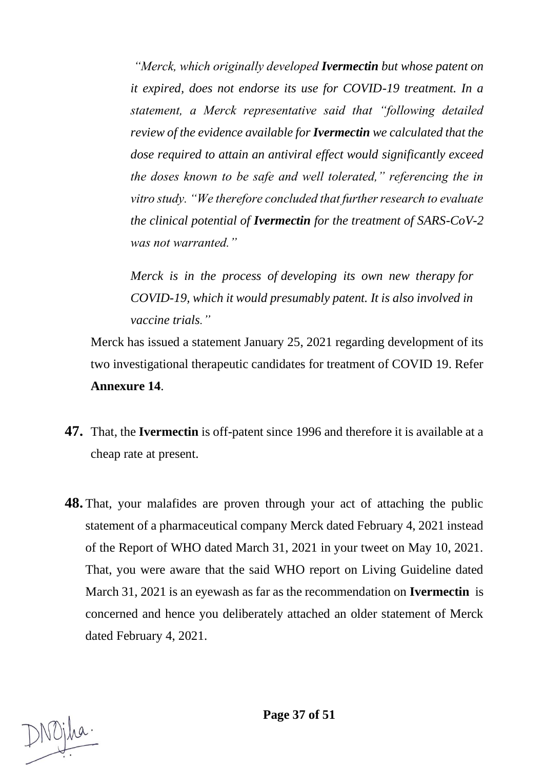> *"Merck, which originally developed **Ivermectin** but whose patent on it expired, does not endorse its use for COVID-19 treatment. In a statement, a Merck representative said that "following detailed review of the evidence available for **Ivermectin** we calculated that the dose required to attain an antiviral effect would significantly exceed the doses known to be safe and well tolerated," referencing the in vitro study. "We therefore concluded that further research to evaluate the clinical potential of **Ivermectin** for the treatment of SARS-CoV-2 was not warranted."*
>
> *Merck is in the process of developing its own new therapy for COVID-19, which it would presumably patent. It is also involved in vaccine trials."*

Merck has issued a statement January 25, 2021 regarding development of its two investigational therapeutic candidates for treatment of COVID 19. Refer **Annexure 14**.

**47.** That, the **Ivermectin** is off-patent since 1996 and therefore it is available at a cheap rate at present.

**48.** That, your malafides are proven through your act of attaching the public statement of a pharmaceutical company Merck dated February 4, 2021 instead of the Report of WHO dated March 31, 2021 in your tweet on May 10, 2021. That, you were aware that the said WHO report on Living Guideline dated March 31, 2021 is an eyewash as far as the recommendation on **Ivermectin** is concerned and hence you deliberately attached an older statement of Merck dated February 4, 2021.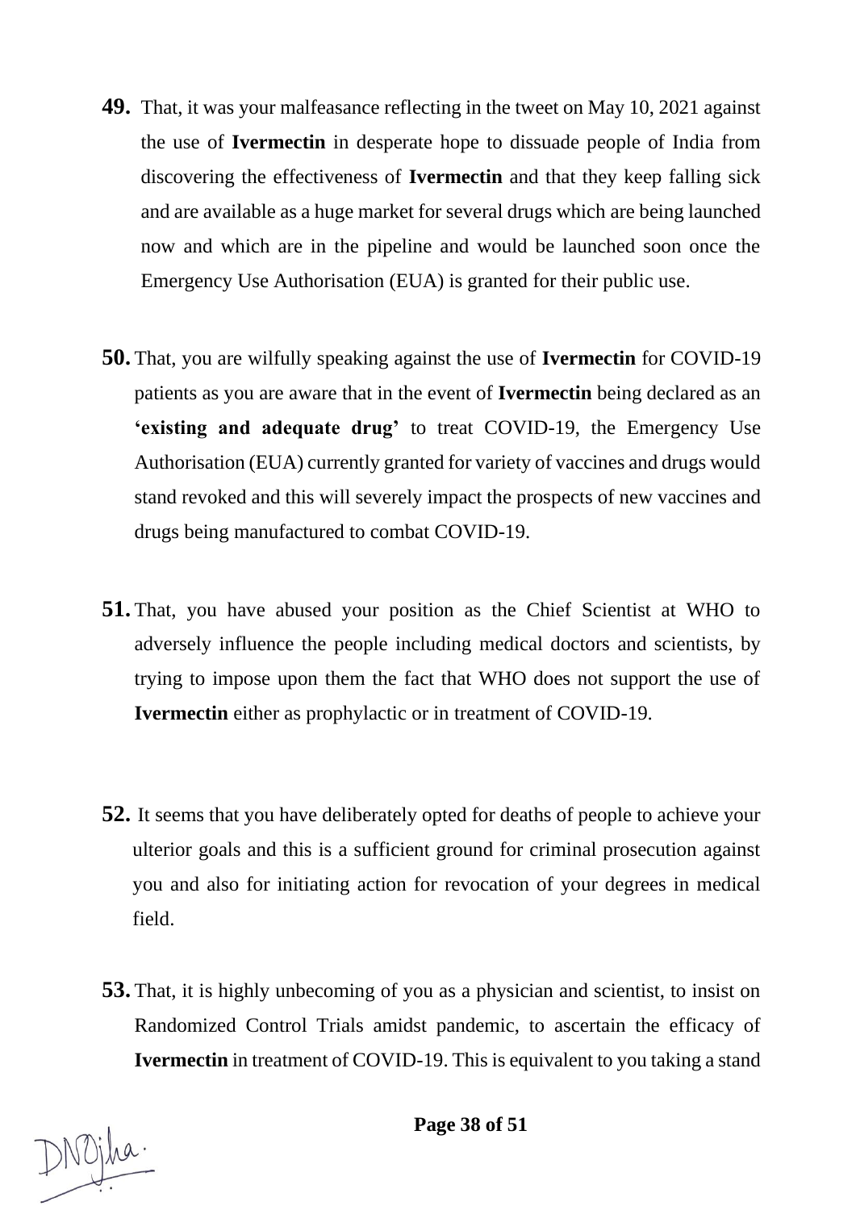**49.** That, it was your malfeasance reflecting in the tweet on May 10, 2021 against the use of **Ivermectin** in desperate hope to dissuade people of India from discovering the effectiveness of **Ivermectin** and that they keep falling sick and are available as a huge market for several drugs which are being launched now and which are in the pipeline and would be launched soon once the Emergency Use Authorisation (EUA) is granted for their public use.

**50.** That, you are wilfully speaking against the use of **Ivermectin** for COVID-19 patients as you are aware that in the event of **Ivermectin** being declared as an **'existing and adequate drug'** to treat COVID-19, the Emergency Use Authorisation (EUA) currently granted for variety of vaccines and drugs would stand revoked and this will severely impact the prospects of new vaccines and drugs being manufactured to combat COVID-19.

**51.** That, you have abused your position as the Chief Scientist at WHO to adversely influence the people including medical doctors and scientists, by trying to impose upon them the fact that WHO does not support the use of **Ivermectin** either as prophylactic or in treatment of COVID-19.

**52.** It seems that you have deliberately opted for deaths of people to achieve your ulterior goals and this is a sufficient ground for criminal prosecution against you and also for initiating action for revocation of your degrees in medical field.

**53.** That, it is highly unbecoming of you as a physician and scientist, to insist on Randomized Control Trials amidst pandemic, to ascertain the efficacy of **Ivermectin** in treatment of COVID-19. This is equivalent to you taking a stand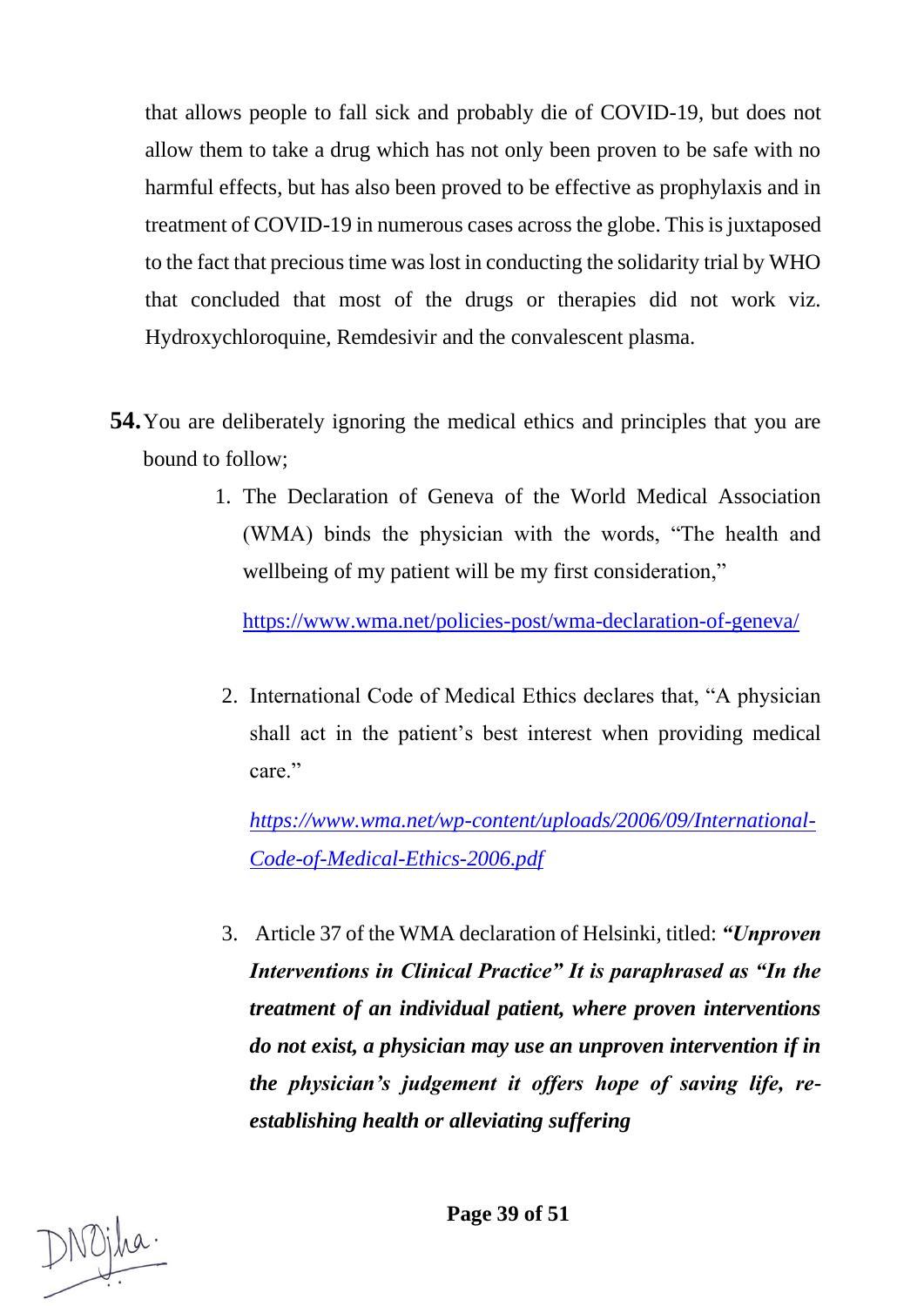that allows people to fall sick and probably die of COVID-19, but does not allow them to take a drug which has not only been proven to be safe with no harmful effects, but has also been proved to be effective as prophylaxis and in treatment of COVID-19 in numerous cases across the globe. This is juxtaposed to the fact that precious time was lost in conducting the solidarity trial by WHO that concluded that most of the drugs or therapies did not work viz. Hydroxychloroquine, Remdesivir and the convalescent plasma.

**54.** You are deliberately ignoring the medical ethics and principles that you are bound to follow;

1. The Declaration of Geneva of the World Medical Association (WMA) binds the physician with the words, "The health and wellbeing of my patient will be my first consideration,"

   [https://www.wma.net/policies-post/wma-declaration-of-geneva/](https://www.wma.net/policies-post/wma-declaration-of-geneva/)

2. International Code of Medical Ethics declares that, "A physician shall act in the patient's best interest when providing medical care."

   [*https://www.wma.net/wp-content/uploads/2006/09/International-Code-of-Medical-Ethics-2006.pdf*](https://www.wma.net/wp-content/uploads/2006/09/International-Code-of-Medical-Ethics-2006.pdf)

3. Article 37 of the WMA declaration of Helsinki, titled: ***"Unproven Interventions in Clinical Practice" It is paraphrased as "In the treatment of an individual patient, where proven interventions do not exist, a physician may use an unproven intervention if in the physician's judgement it offers hope of saving life, re-establishing health or alleviating suffering***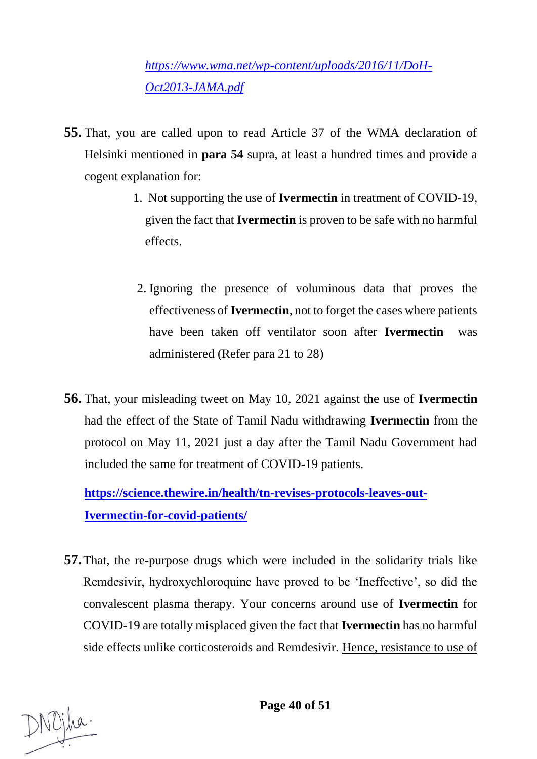[https://www.wma.net/wp-content/uploads/2016/11/DoH-Oct2013-JAMA.pdf](https://www.wma.net/wp-content/uploads/2016/11/DoH-Oct2013-JAMA.pdf)

**55.** That, you are called upon to read Article 37 of the WMA declaration of Helsinki mentioned in **para 54** supra, at least a hundred times and provide a cogent explanation for:

1. Not supporting the use of **Ivermectin** in treatment of COVID-19, given the fact that **Ivermectin** is proven to be safe with no harmful effects.

2. Ignoring the presence of voluminous data that proves the effectiveness of **Ivermectin**, not to forget the cases where patients have been taken off ventilator soon after **Ivermectin** was administered (Refer para 21 to 28)

**56.** That, your misleading tweet on May 10, 2021 against the use of **Ivermectin** had the effect of the State of Tamil Nadu withdrawing **Ivermectin** from the protocol on May 11, 2021 just a day after the Tamil Nadu Government had included the same for treatment of COVID-19 patients.

**[https://science.thewire.in/health/tn-revises-protocols-leaves-out-Ivermectin-for-covid-patients/](https://science.thewire.in/health/tn-revises-protocols-leaves-out-Ivermectin-for-covid-patients/)**

**57.** That, the re-purpose drugs which were included in the solidarity trials like Remdesivir, hydroxychloroquine have proved to be 'Ineffective', so did the convalescent plasma therapy. Your concerns around use of **Ivermectin** for COVID-19 are totally misplaced given the fact that **Ivermectin** has no harmful side effects unlike corticosteroids and Remdesivir. Hence, resistance to use of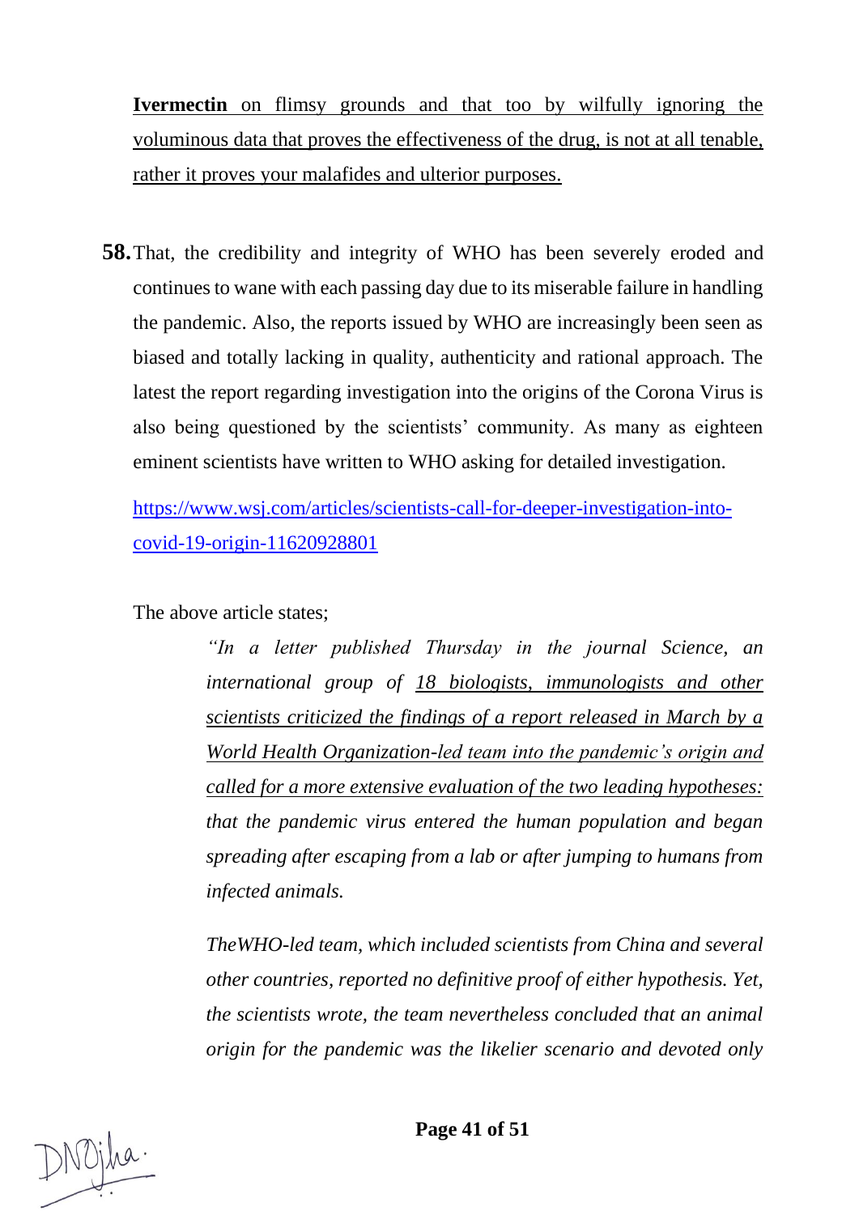<u>**Ivermectin** on flimsy grounds and that too by wilfully ignoring the voluminous data that proves the effectiveness of the drug, is not at all tenable, rather it proves your malafides and ulterior purposes.</u>

**58.** That, the credibility and integrity of WHO has been severely eroded and continues to wane with each passing day due to its miserable failure in handling the pandemic. Also, the reports issued by WHO are increasingly been seen as biased and totally lacking in quality, authenticity and rational approach. The latest the report regarding investigation into the origins of the Corona Virus is also being questioned by the scientists' community. As many as eighteen eminent scientists have written to WHO asking for detailed investigation.

https://www.wsj.com/articles/scientists-call-for-deeper-investigation-into-covid-19-origin-11620928801

The above article states;

> *"In a letter published Thursday in the journal Science, an international group of <u>18 biologists, immunologists and other scientists criticized the findings of a report released in March by a World Health Organization-led team into the pandemic's origin and called for a more extensive evaluation of the two leading hypotheses:</u> that the pandemic virus entered the human population and began spreading after escaping from a lab or after jumping to humans from infected animals.*
>
> *TheWHO-led team, which included scientists from China and several other countries, reported no definitive proof of either hypothesis. Yet, the scientists wrote, the team nevertheless concluded that an animal origin for the pandemic was the likelier scenario and devoted only*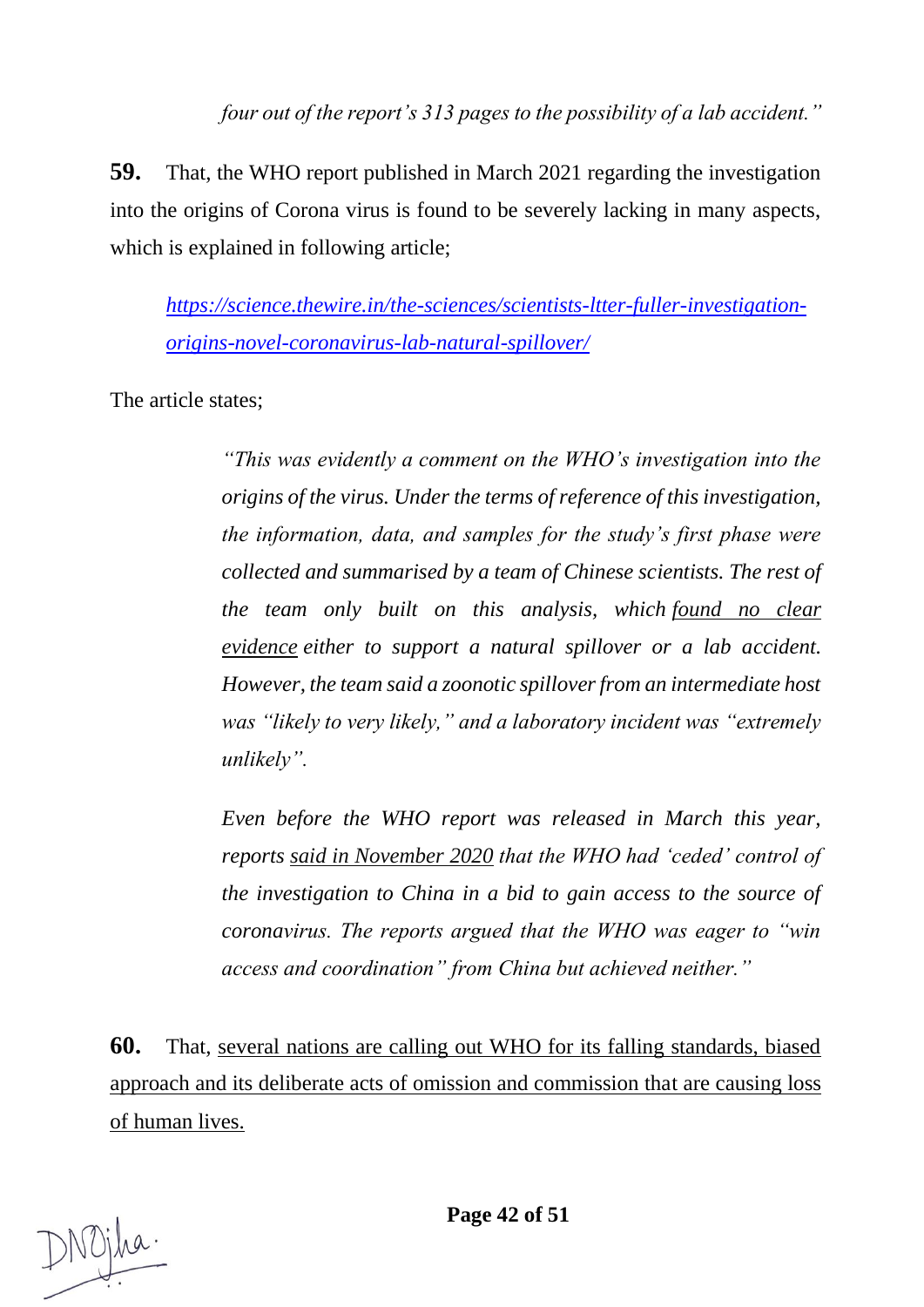*four out of the report's 313 pages to the possibility of a lab accident."*

**59.** That, the WHO report published in March 2021 regarding the investigation into the origins of Corona virus is found to be severely lacking in many aspects, which is explained in following article;

> https://science.thewire.in/the-sciences/scientists-ltter-fuller-investigation-origins-novel-coronavirus-lab-natural-spillover/

The article states;

> *"This was evidently a comment on the WHO's investigation into the origins of the virus. Under the terms of reference of this investigation, the information, data, and samples for the study's first phase were collected and summarised by a team of Chinese scientists. The rest of the team only built on this analysis, which <u>found no clear evidence</u> either to support a natural spillover or a lab accident. However, the team said a zoonotic spillover from an intermediate host was "likely to very likely," and a laboratory incident was "extremely unlikely".*
>
> *Even before the WHO report was released in March this year, reports <u>said in November 2020</u> that the WHO had 'ceded' control of the investigation to China in a bid to gain access to the source of coronavirus. The reports argued that the WHO was eager to "win access and coordination" from China but achieved neither."*

**60.** That, <u>several nations are calling out WHO for its falling standards, biased approach and its deliberate acts of omission and commission that are causing loss of human lives.</u>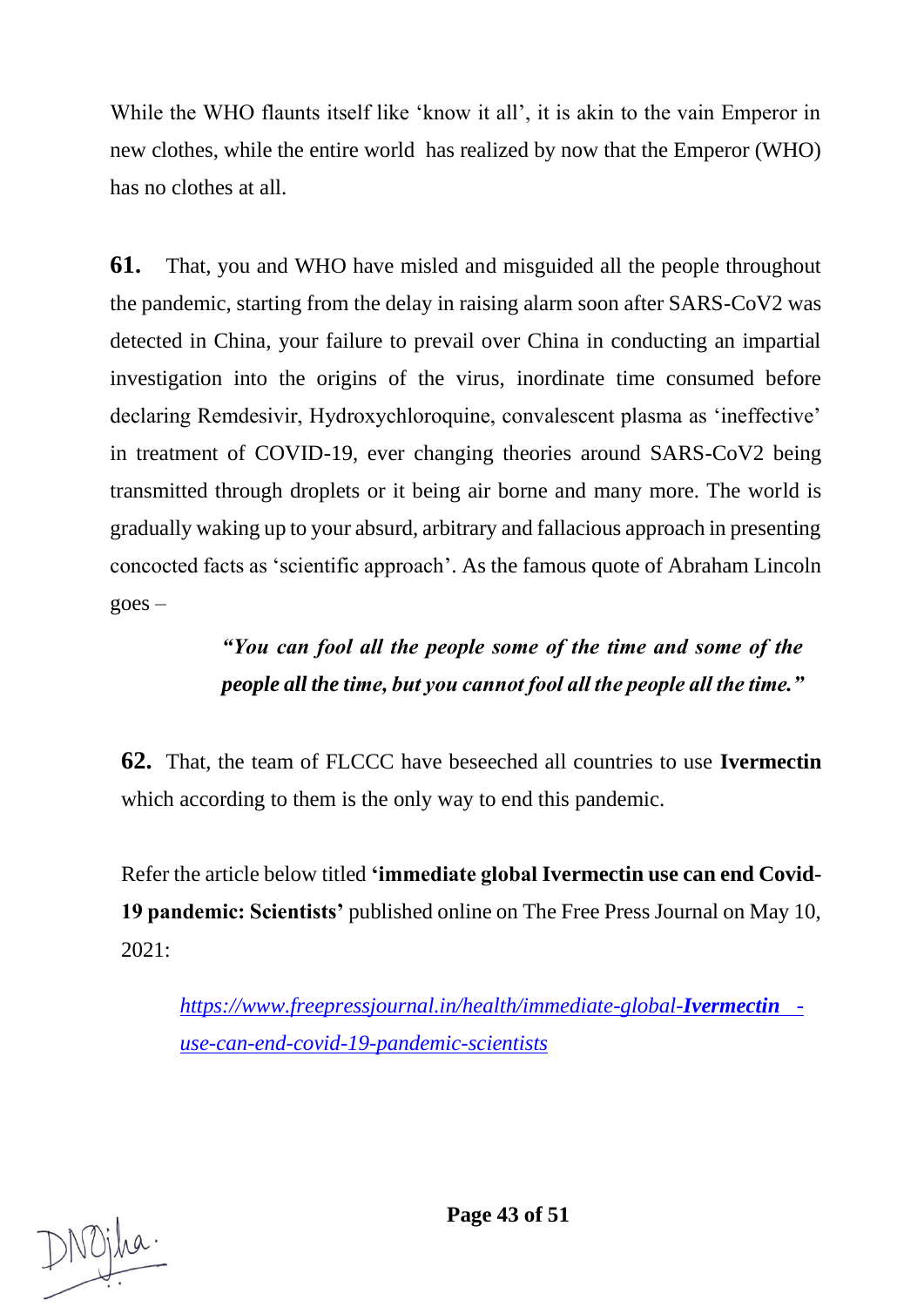While the WHO flaunts itself like 'know it all', it is akin to the vain Emperor in new clothes, while the entire world has realized by now that the Emperor (WHO) has no clothes at all.

**61.** That, you and WHO have misled and misguided all the people throughout the pandemic, starting from the delay in raising alarm soon after SARS-CoV2 was detected in China, your failure to prevail over China in conducting an impartial investigation into the origins of the virus, inordinate time consumed before declaring Remdesivir, Hydroxychloroquine, convalescent plasma as 'ineffective' in treatment of COVID-19, ever changing theories around SARS-CoV2 being transmitted through droplets or it being air borne and many more. The world is gradually waking up to your absurd, arbitrary and fallacious approach in presenting concocted facts as 'scientific approach'. As the famous quote of Abraham Lincoln goes –

> ***"You can fool all the people some of the time and some of the people all the time, but you cannot fool all the people all the time."***

**62.** That, the team of FLCCC have beseeched all countries to use **Ivermectin** which according to them is the only way to end this pandemic.

Refer the article below titled **'immediate global Ivermectin use can end Covid-19 pandemic: Scientists'** published online on The Free Press Journal on May 10, 2021:

> *https://www.freepressjournal.in/health/immediate-global-**Ivermectin** -use-can-end-covid-19-pandemic-scientists*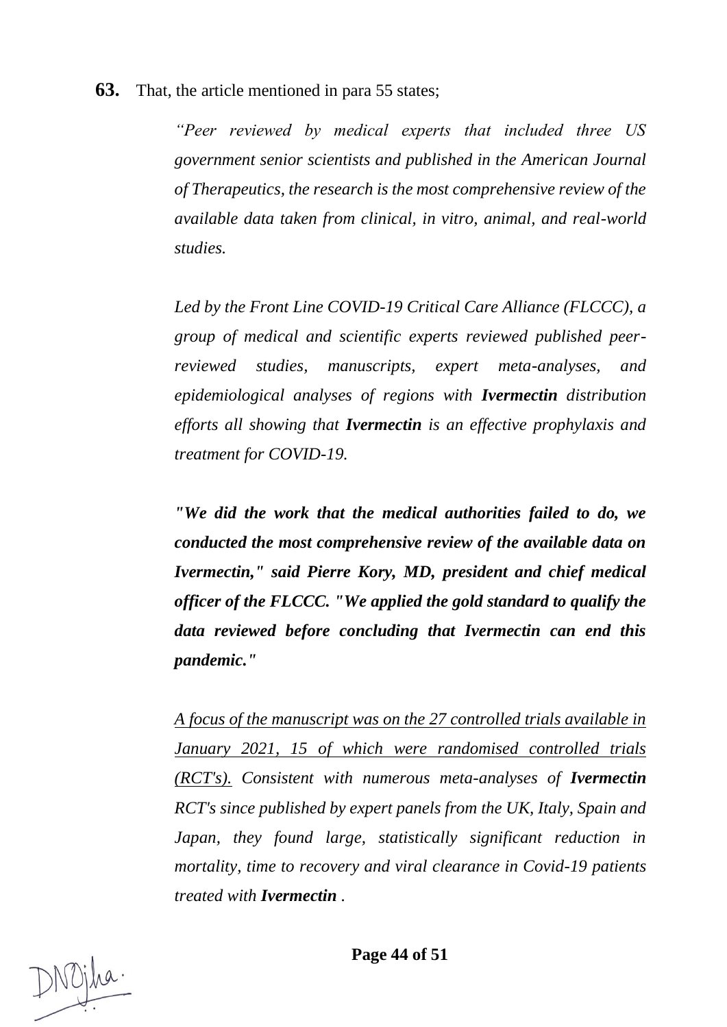**63.** That, the article mentioned in para 55 states;

> *"Peer reviewed by medical experts that included three US government senior scientists and published in the American Journal of Therapeutics, the research is the most comprehensive review of the available data taken from clinical, in vitro, animal, and real-world studies.*
>
> *Led by the Front Line COVID-19 Critical Care Alliance (FLCCC), a group of medical and scientific experts reviewed published peer-reviewed studies, manuscripts, expert meta-analyses, and epidemiological analyses of regions with **Ivermectin** distribution efforts all showing that **Ivermectin** is an effective prophylaxis and treatment for COVID-19.*
>
> ***"We did the work that the medical authorities failed to do, we conducted the most comprehensive review of the available data on Ivermectin," said Pierre Kory, MD, president and chief medical officer of the FLCCC. "We applied the gold standard to qualify the data reviewed before concluding that Ivermectin can end this pandemic."***
>
> <u>*A focus of the manuscript was on the 27 controlled trials available in January 2021, 15 of which were randomised controlled trials (RCT's).*</u> *Consistent with numerous meta-analyses of **Ivermectin** RCT's since published by expert panels from the UK, Italy, Spain and Japan, they found large, statistically significant reduction in mortality, time to recovery and viral clearance in Covid-19 patients treated with **Ivermectin** .*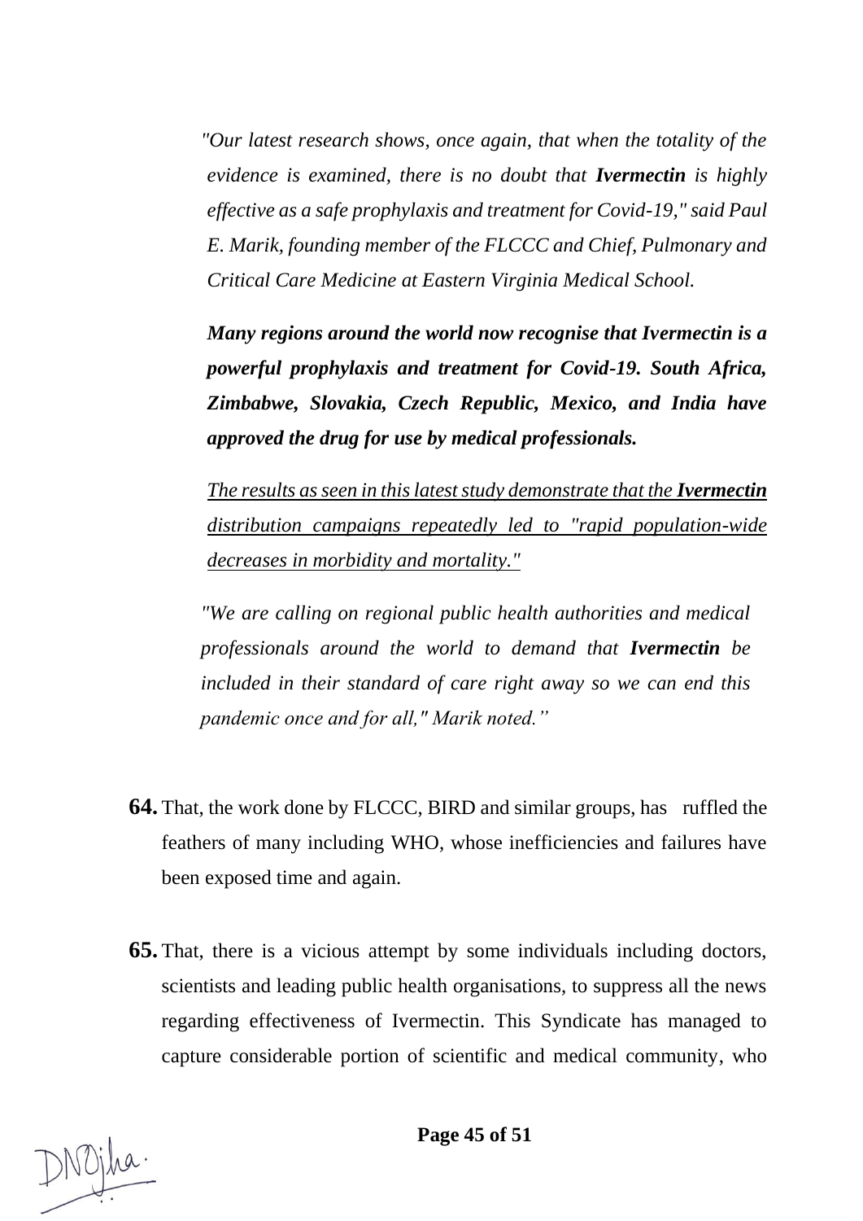*"Our latest research shows, once again, that when the totality of the evidence is examined, there is no doubt that **Ivermectin** is highly effective as a safe prophylaxis and treatment for Covid-19," said Paul E. Marik, founding member of the FLCCC and Chief, Pulmonary and Critical Care Medicine at Eastern Virginia Medical School.*

***Many regions around the world now recognise that Ivermectin is a powerful prophylaxis and treatment for Covid-19. South Africa, Zimbabwe, Slovakia, Czech Republic, Mexico, and India have approved the drug for use by medical professionals.***

<u>*The results as seen in this latest study demonstrate that the **Ivermectin** distribution campaigns repeatedly led to "rapid population-wide decreases in morbidity and mortality."*</u>

*"We are calling on regional public health authorities and medical professionals around the world to demand that **Ivermectin** be included in their standard of care right away so we can end this pandemic once and for all," Marik noted."*

**64.** That, the work done by FLCCC, BIRD and similar groups, has ruffled the feathers of many including WHO, whose inefficiencies and failures have been exposed time and again.

**65.** That, there is a vicious attempt by some individuals including doctors, scientists and leading public health organisations, to suppress all the news regarding effectiveness of Ivermectin. This Syndicate has managed to capture considerable portion of scientific and medical community, who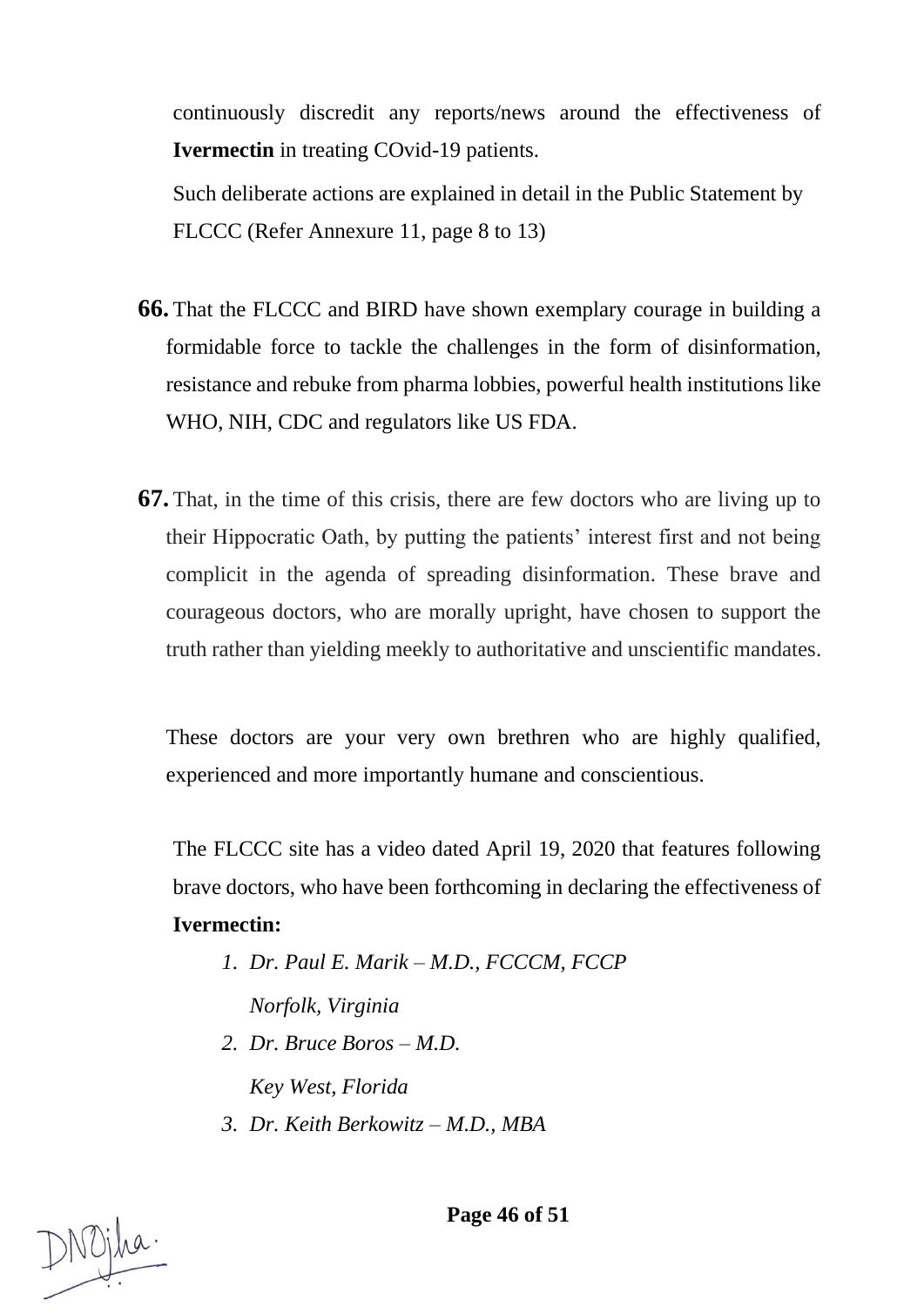continuously discredit any reports/news around the effectiveness of **Ivermectin** in treating COvid-19 patients.

Such deliberate actions are explained in detail in the Public Statement by FLCCC (Refer Annexure 11, page 8 to 13)

**66.** That the FLCCC and BIRD have shown exemplary courage in building a formidable force to tackle the challenges in the form of disinformation, resistance and rebuke from pharma lobbies, powerful health institutions like WHO, NIH, CDC and regulators like US FDA.

**67.** That, in the time of this crisis, there are few doctors who are living up to their Hippocratic Oath, by putting the patients' interest first and not being complicit in the agenda of spreading disinformation. These brave and courageous doctors, who are morally upright, have chosen to support the truth rather than yielding meekly to authoritative and unscientific mandates.

These doctors are your very own brethren who are highly qualified, experienced and more importantly humane and conscientious.

The FLCCC site has a video dated April 19, 2020 that features following brave doctors, who have been forthcoming in declaring the effectiveness of **Ivermectin:**

1. *Dr. Paul E. Marik – M.D., FCCCM, FCCP*

   *Norfolk, Virginia*
2. *Dr. Bruce Boros – M.D.*

   *Key West, Florida*
3. *Dr. Keith Berkowitz – M.D., MBA*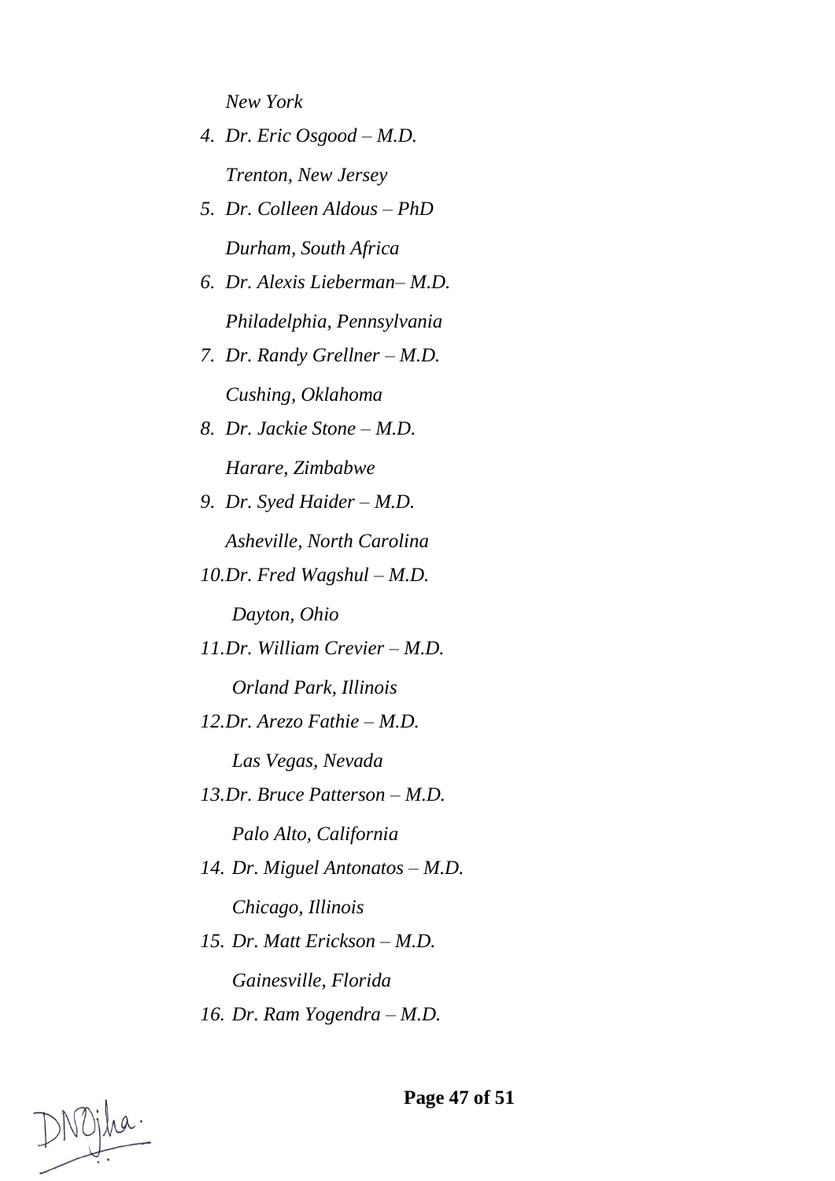*New York*

4. *Dr. Eric Osgood – M.D.*

   *Trenton, New Jersey*

5. *Dr. Colleen Aldous – PhD*

   *Durham, South Africa*

6. *Dr. Alexis Lieberman– M.D.*

   *Philadelphia, Pennsylvania*

7. *Dr. Randy Grellner – M.D.*

   *Cushing, Oklahoma*

8. *Dr. Jackie Stone – M.D.*

   *Harare, Zimbabwe*

9. *Dr. Syed Haider – M.D.*

   *Asheville, North Carolina*

10. *Dr. Fred Wagshul – M.D.*

    *Dayton, Ohio*

11. *Dr. William Crevier – M.D.*

    *Orland Park, Illinois*

12. *Dr. Arezo Fathie – M.D.*

    *Las Vegas, Nevada*

13. *Dr. Bruce Patterson – M.D.*

    *Palo Alto, California*

14. *Dr. Miguel Antonatos – M.D.*

    *Chicago, Illinois*

15. *Dr. Matt Erickson – M.D.*

    *Gainesville, Florida*

16. *Dr. Ram Yogendra – M.D.*

DNOjha.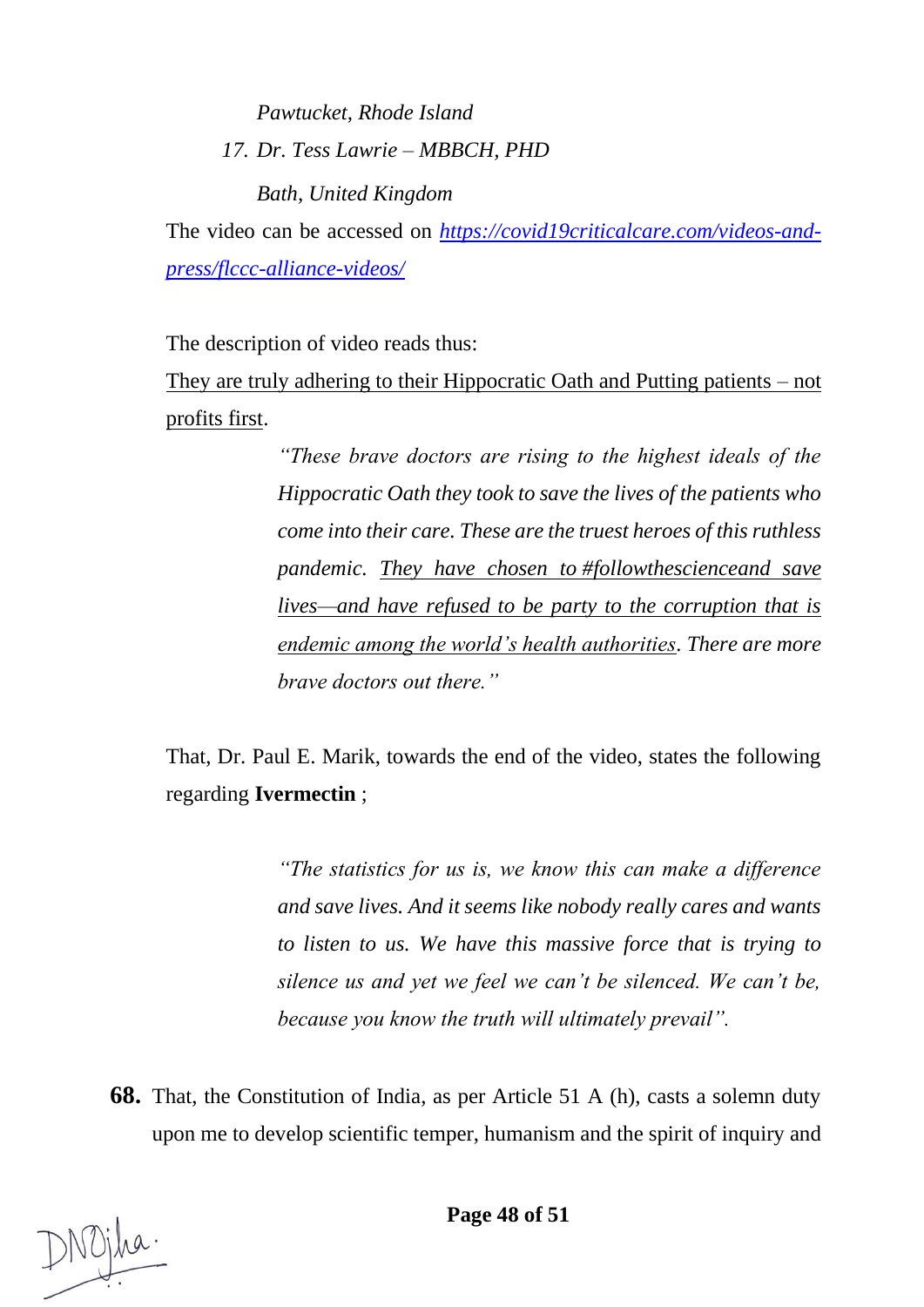*Pawtucket, Rhode Island*

17. *Dr. Tess Lawrie – MBBCH, PHD*

    *Bath, United Kingdom*

The video can be accessed on [*https://covid19criticalcare.com/videos-and-press/flccc-alliance-videos/*](https://covid19criticalcare.com/videos-and-press/flccc-alliance-videos/)

The description of video reads thus:

<u>They are truly adhering to their Hippocratic Oath and Putting patients – not profits first</u>.

> *"These brave doctors are rising to the highest ideals of the Hippocratic Oath they took to save the lives of the patients who come into their care. These are the truest heroes of this ruthless pandemic. <u>They have chosen to #followthescienceand save lives—and have refused to be party to the corruption that is endemic among the world's health authorities</u>. There are more brave doctors out there."*

That, Dr. Paul E. Marik, towards the end of the video, states the following regarding **Ivermectin** ;

> *"The statistics for us is, we know this can make a difference and save lives. And it seems like nobody really cares and wants to listen to us. We have this massive force that is trying to silence us and yet we feel we can't be silenced. We can't be, because you know the truth will ultimately prevail".*

**68.** That, the Constitution of India, as per Article 51 A (h), casts a solemn duty upon me to develop scientific temper, humanism and the spirit of inquiry and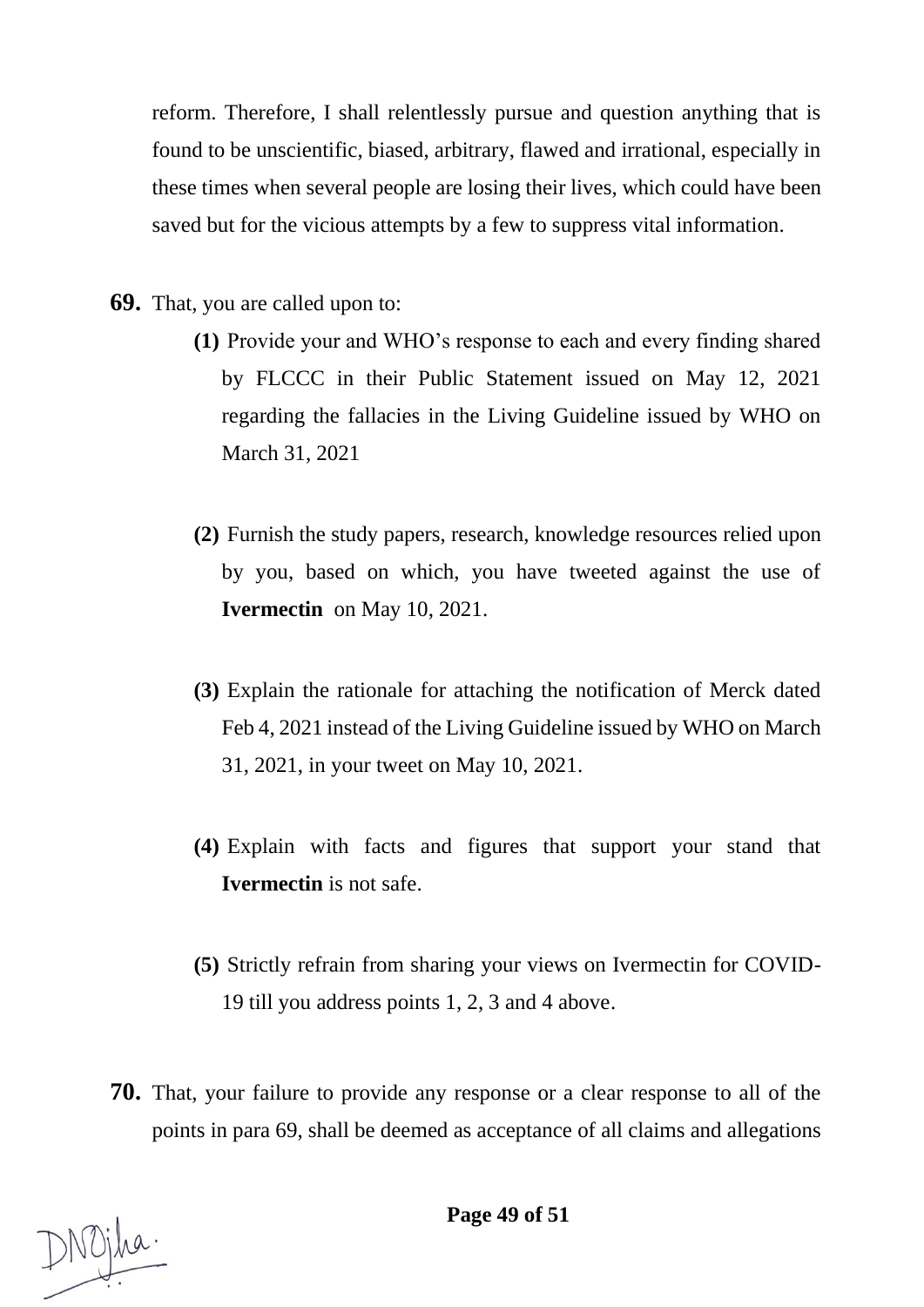reform. Therefore, I shall relentlessly pursue and question anything that is found to be unscientific, biased, arbitrary, flawed and irrational, especially in these times when several people are losing their lives, which could have been saved but for the vicious attempts by a few to suppress vital information.

**69.** That, you are called upon to:

> **(1)** Provide your and WHO's response to each and every finding shared by FLCCC in their Public Statement issued on May 12, 2021 regarding the fallacies in the Living Guideline issued by WHO on March 31, 2021
>
> **(2)** Furnish the study papers, research, knowledge resources relied upon by you, based on which, you have tweeted against the use of **Ivermectin** on May 10, 2021.
>
> **(3)** Explain the rationale for attaching the notification of Merck dated Feb 4, 2021 instead of the Living Guideline issued by WHO on March 31, 2021, in your tweet on May 10, 2021.
>
> **(4)** Explain with facts and figures that support your stand that **Ivermectin** is not safe.
>
> **(5)** Strictly refrain from sharing your views on Ivermectin for COVID-19 till you address points 1, 2, 3 and 4 above.

**70.** That, your failure to provide any response or a clear response to all of the points in para 69, shall be deemed as acceptance of all claims and allegations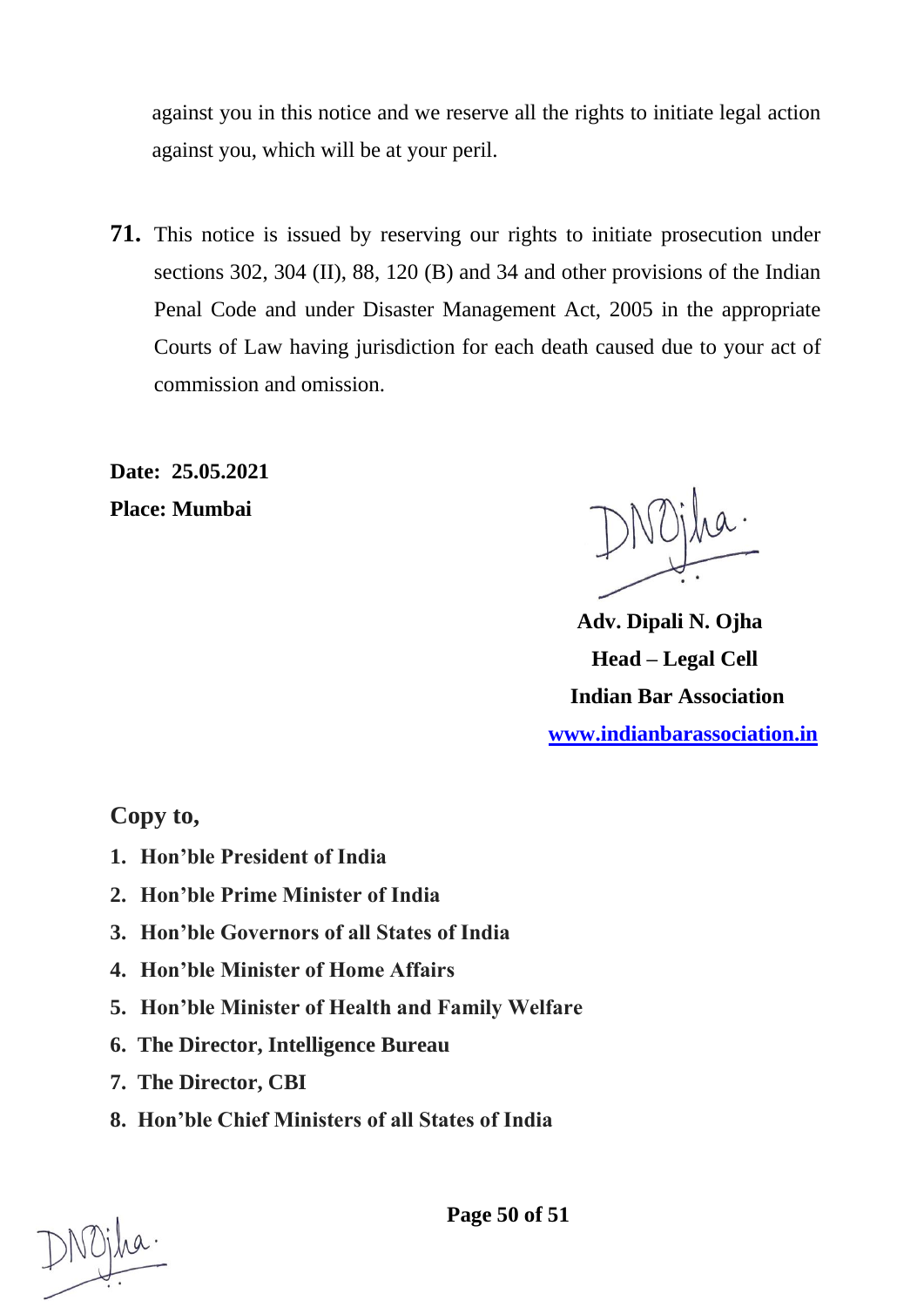against you in this notice and we reserve all the rights to initiate legal action against you, which will be at your peril.

**71.** This notice is issued by reserving our rights to initiate prosecution under sections 302, 304 (II), 88, 120 (B) and 34 and other provisions of the Indian Penal Code and under Disaster Management Act, 2005 in the appropriate Courts of Law having jurisdiction for each death caused due to your act of commission and omission.

**Date: 25.05.2021**
**Place: Mumbai**

**Adv. Dipali N. Ojha**
**Head – Legal Cell**
**Indian Bar Association**
**www.indianbarassociation.in**

## Copy to,

1. **Hon'ble President of India**
2. **Hon'ble Prime Minister of India**
3. **Hon'ble Governors of all States of India**
4. **Hon'ble Minister of Home Affairs**
5. **Hon'ble Minister of Health and Family Welfare**
6. **The Director, Intelligence Bureau**
7. **The Director, CBI**
8. **Hon'ble Chief Ministers of all States of India**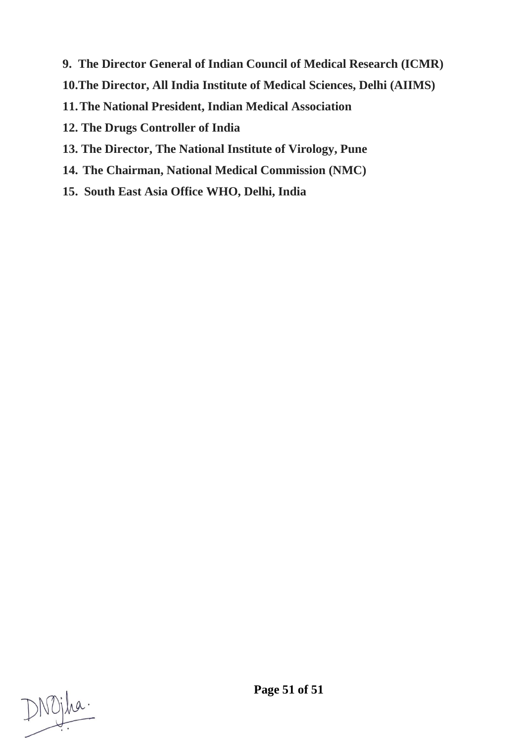9. **The Director General of Indian Council of Medical Research (ICMR)**
10. **The Director, All India Institute of Medical Sciences, Delhi (AIIMS)**
11. **The National President, Indian Medical Association**
12. **The Drugs Controller of India**
13. **The Director, The National Institute of Virology, Pune**
14. **The Chairman, National Medical Commission (NMC)**
15. **South East Asia Office WHO, Delhi, India**

DNOjha.